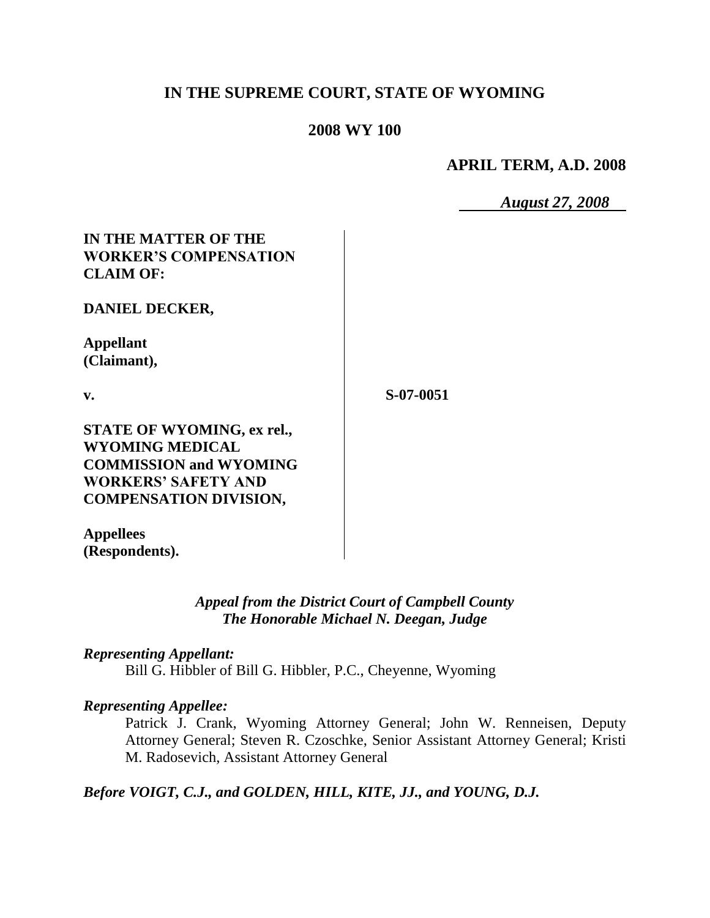# IN THE SUPREME COURT, STATE OF WYOMING

## 2008 WY 100

**APRIL TERM, A.D. 2008**

*August 27, 2008*

**IN THE MATTER OF THE WORKER'S COMPENSATION CLAIM OF:**

**DANIEL DECKER,**

**Appellant (Claimant),**

**v.**

**S-07-0051**

**STATE OF WYOMING, ex rel., WYOMING MEDICAL COMMISSION and WYOMING WORKERS' SAFETY AND COMPENSATION DIVISION,**

**Appellees (Respondents).**

*Appeal from the District Court of Campbell County*
*The Honorable Michael N. Deegan, Judge*

***Representing Appellant:***

Bill G. Hibbler of Bill G. Hibbler, P.C., Cheyenne, Wyoming

***Representing Appellee:***

Patrick J. Crank, Wyoming Attorney General; John W. Renneisen, Deputy Attorney General; Steven R. Czoschke, Senior Assistant Attorney General; Kristi M. Radosevich, Assistant Attorney General

***Before VOIGT, C.J., and GOLDEN, HILL, KITE, JJ., and YOUNG, D.J.***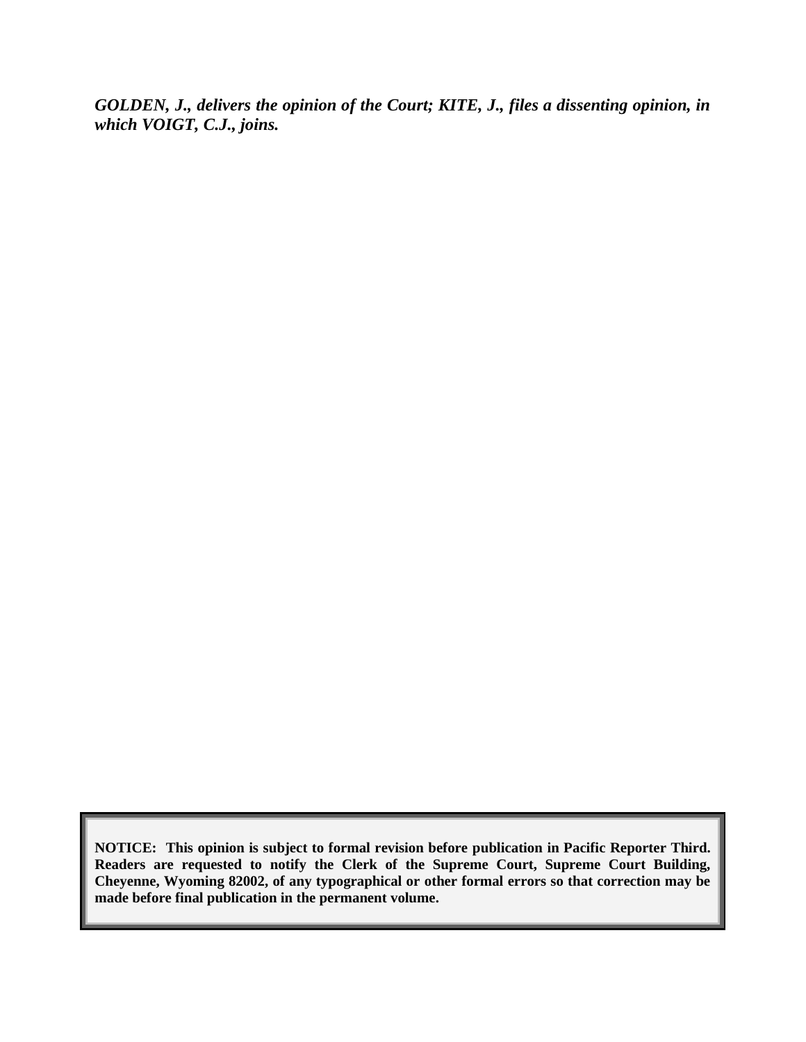***GOLDEN, J., delivers the opinion of the Court; KITE, J., files a dissenting opinion, in which VOIGT, C.J., joins.***

**NOTICE: This opinion is subject to formal revision before publication in Pacific Reporter Third. Readers are requested to notify the Clerk of the Supreme Court, Supreme Court Building, Cheyenne, Wyoming 82002, of any typographical or other formal errors so that correction may be made before final publication in the permanent volume.**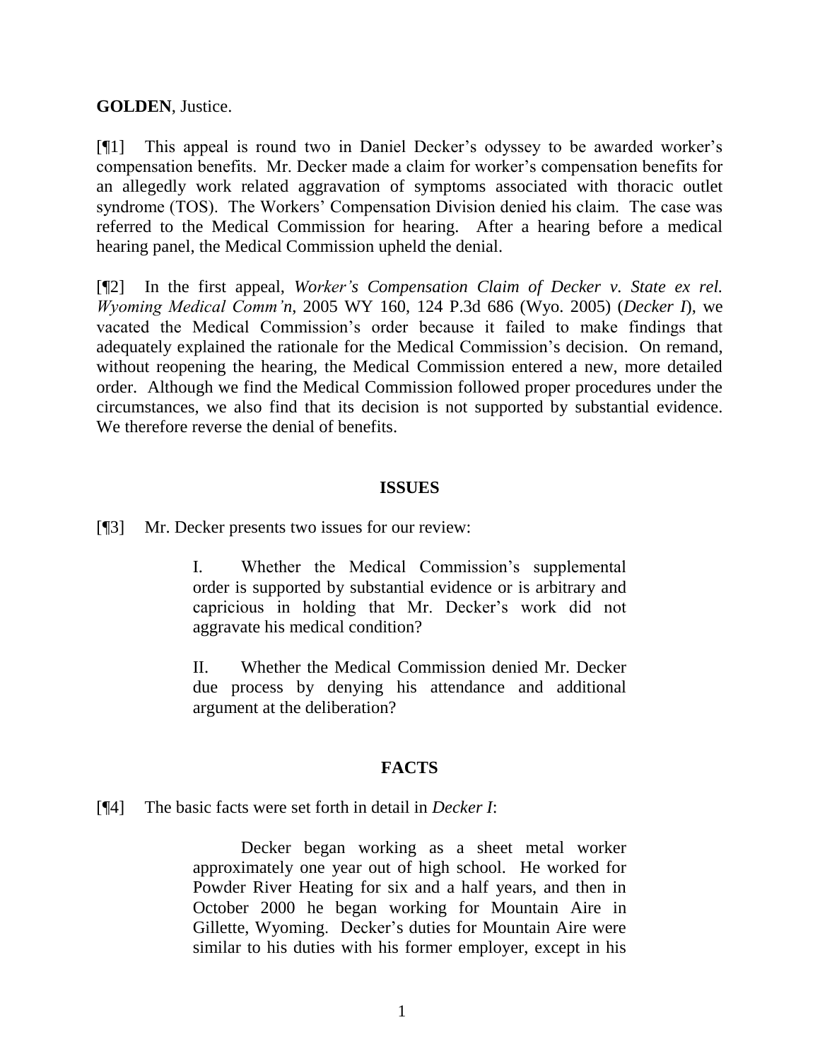**GOLDEN**, Justice.

[¶1] This appeal is round two in Daniel Decker's odyssey to be awarded worker's compensation benefits. Mr. Decker made a claim for worker's compensation benefits for an allegedly work related aggravation of symptoms associated with thoracic outlet syndrome (TOS). The Workers' Compensation Division denied his claim. The case was referred to the Medical Commission for hearing. After a hearing before a medical hearing panel, the Medical Commission upheld the denial.

[¶2] In the first appeal, *Worker's Compensation Claim of Decker v. State ex rel. Wyoming Medical Comm'n*, 2005 WY 160, 124 P.3d 686 (Wyo. 2005) (*Decker I*), we vacated the Medical Commission's order because it failed to make findings that adequately explained the rationale for the Medical Commission's decision. On remand, without reopening the hearing, the Medical Commission entered a new, more detailed order. Although we find the Medical Commission followed proper procedures under the circumstances, we also find that its decision is not supported by substantial evidence. We therefore reverse the denial of benefits.

## ISSUES

[¶3] Mr. Decker presents two issues for our review:

> I. Whether the Medical Commission's supplemental order is supported by substantial evidence or is arbitrary and capricious in holding that Mr. Decker's work did not aggravate his medical condition?
>
> II. Whether the Medical Commission denied Mr. Decker due process by denying his attendance and additional argument at the deliberation?

## FACTS

[¶4] The basic facts were set forth in detail in *Decker I*:

> Decker began working as a sheet metal worker approximately one year out of high school. He worked for Powder River Heating for six and a half years, and then in October 2000 he began working for Mountain Aire in Gillette, Wyoming. Decker's duties for Mountain Aire were similar to his duties with his former employer, except in his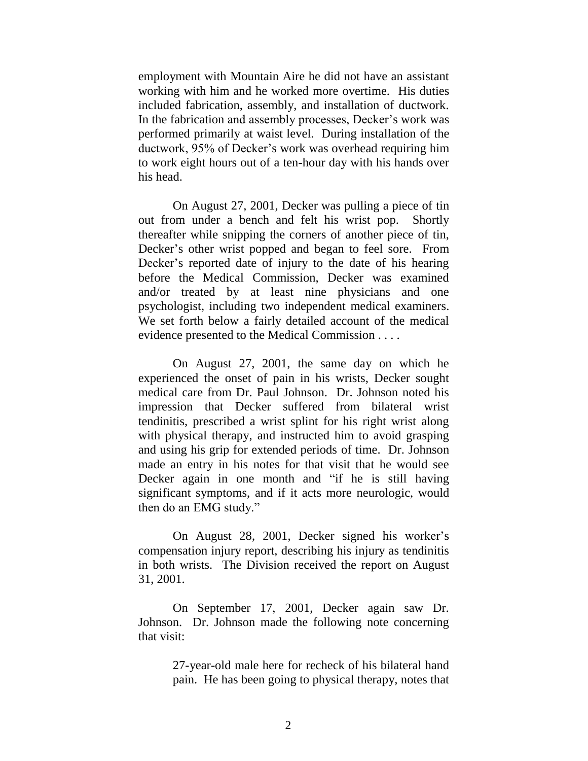employment with Mountain Aire he did not have an assistant working with him and he worked more overtime. His duties included fabrication, assembly, and installation of ductwork. In the fabrication and assembly processes, Decker's work was performed primarily at waist level. During installation of the ductwork, 95% of Decker's work was overhead requiring him to work eight hours out of a ten-hour day with his hands over his head.

On August 27, 2001, Decker was pulling a piece of tin out from under a bench and felt his wrist pop. Shortly thereafter while snipping the corners of another piece of tin, Decker's other wrist popped and began to feel sore. From Decker's reported date of injury to the date of his hearing before the Medical Commission, Decker was examined and/or treated by at least nine physicians and one psychologist, including two independent medical examiners. We set forth below a fairly detailed account of the medical evidence presented to the Medical Commission . . . .

On August 27, 2001, the same day on which he experienced the onset of pain in his wrists, Decker sought medical care from Dr. Paul Johnson. Dr. Johnson noted his impression that Decker suffered from bilateral wrist tendinitis, prescribed a wrist splint for his right wrist along with physical therapy, and instructed him to avoid grasping and using his grip for extended periods of time. Dr. Johnson made an entry in his notes for that visit that he would see Decker again in one month and "if he is still having significant symptoms, and if it acts more neurologic, would then do an EMG study."

On August 28, 2001, Decker signed his worker's compensation injury report, describing his injury as tendinitis in both wrists. The Division received the report on August 31, 2001.

On September 17, 2001, Decker again saw Dr. Johnson. Dr. Johnson made the following note concerning that visit:

> 27-year-old male here for recheck of his bilateral hand pain. He has been going to physical therapy, notes that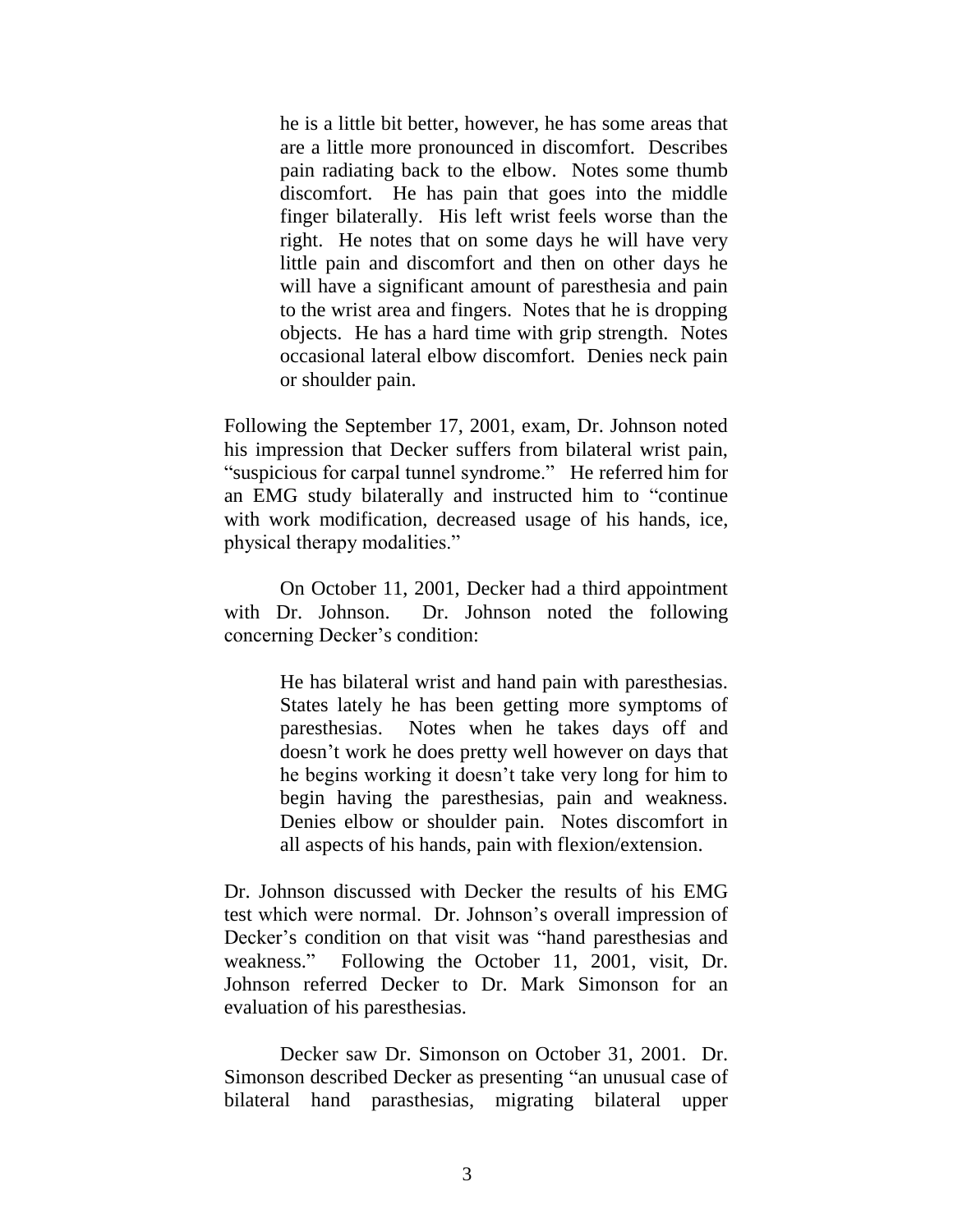> he is a little bit better, however, he has some areas that are a little more pronounced in discomfort. Describes pain radiating back to the elbow. Notes some thumb discomfort. He has pain that goes into the middle finger bilaterally. His left wrist feels worse than the right. He notes that on some days he will have very little pain and discomfort and then on other days he will have a significant amount of paresthesia and pain to the wrist area and fingers. Notes that he is dropping objects. He has a hard time with grip strength. Notes occasional lateral elbow discomfort. Denies neck pain or shoulder pain.

Following the September 17, 2001, exam, Dr. Johnson noted his impression that Decker suffers from bilateral wrist pain, "suspicious for carpal tunnel syndrome." He referred him for an EMG study bilaterally and instructed him to "continue with work modification, decreased usage of his hands, ice, physical therapy modalities."

On October 11, 2001, Decker had a third appointment with Dr. Johnson. Dr. Johnson noted the following concerning Decker's condition:

> He has bilateral wrist and hand pain with paresthesias. States lately he has been getting more symptoms of paresthesias. Notes when he takes days off and doesn't work he does pretty well however on days that he begins working it doesn't take very long for him to begin having the paresthesias, pain and weakness. Denies elbow or shoulder pain. Notes discomfort in all aspects of his hands, pain with flexion/extension.

Dr. Johnson discussed with Decker the results of his EMG test which were normal. Dr. Johnson's overall impression of Decker's condition on that visit was "hand paresthesias and weakness." Following the October 11, 2001, visit, Dr. Johnson referred Decker to Dr. Mark Simonson for an evaluation of his paresthesias.

Decker saw Dr. Simonson on October 31, 2001. Dr. Simonson described Decker as presenting "an unusual case of bilateral hand parasthesias, migrating bilateral upper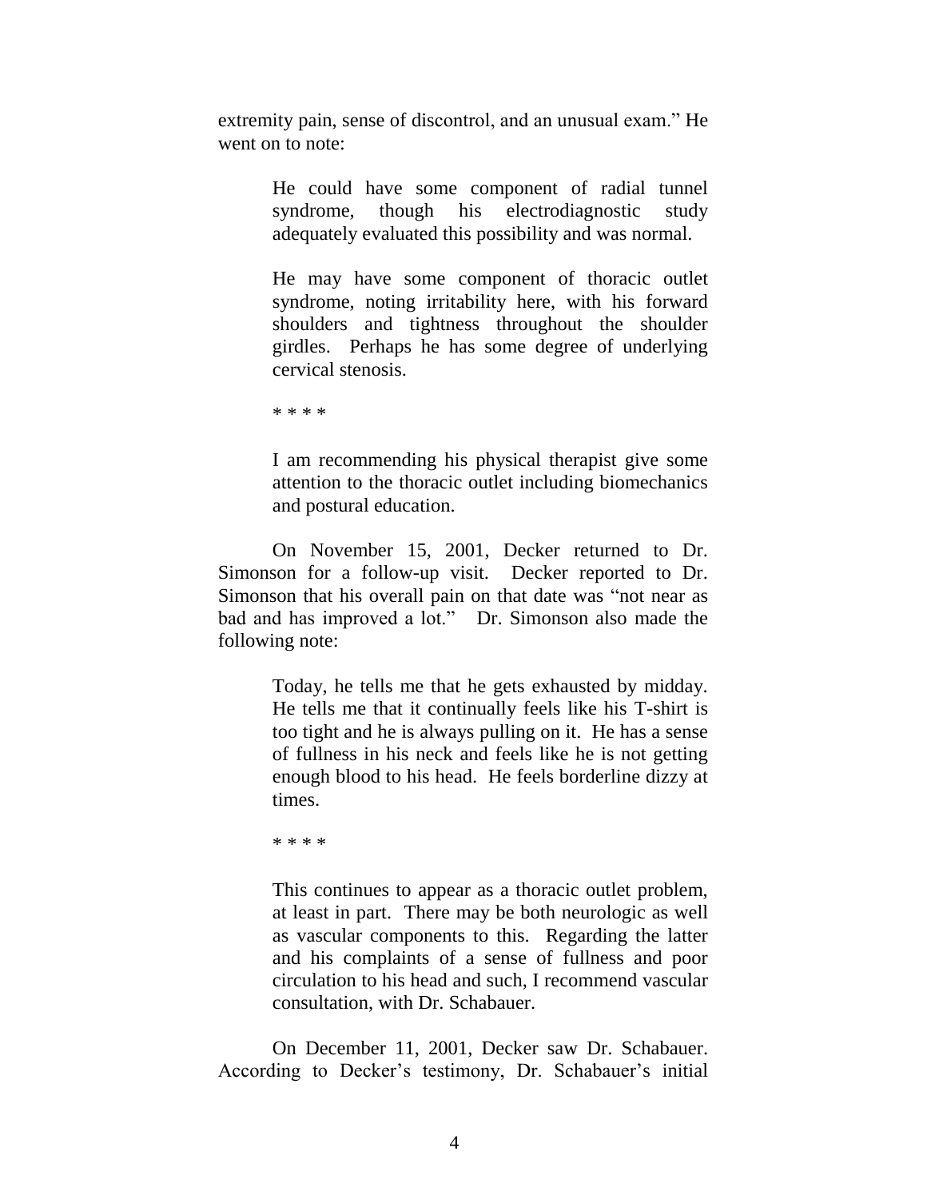extremity pain, sense of discontrol, and an unusual exam." He went on to note:

> He could have some component of radial tunnel syndrome, though his electrodiagnostic study adequately evaluated this possibility and was normal.
>
> He may have some component of thoracic outlet syndrome, noting irritability here, with his forward shoulders and tightness throughout the shoulder girdles. Perhaps he has some degree of underlying cervical stenosis.
>
> * * * *
>
> I am recommending his physical therapist give some attention to the thoracic outlet including biomechanics and postural education.

On November 15, 2001, Decker returned to Dr. Simonson for a follow-up visit. Decker reported to Dr. Simonson that his overall pain on that date was "not near as bad and has improved a lot." Dr. Simonson also made the following note:

> Today, he tells me that he gets exhausted by midday. He tells me that it continually feels like his T-shirt is too tight and he is always pulling on it. He has a sense of fullness in his neck and feels like he is not getting enough blood to his head. He feels borderline dizzy at times.
>
> * * * *
>
> This continues to appear as a thoracic outlet problem, at least in part. There may be both neurologic as well as vascular components to this. Regarding the latter and his complaints of a sense of fullness and poor circulation to his head and such, I recommend vascular consultation, with Dr. Schabauer.

On December 11, 2001, Decker saw Dr. Schabauer. According to Decker's testimony, Dr. Schabauer's initial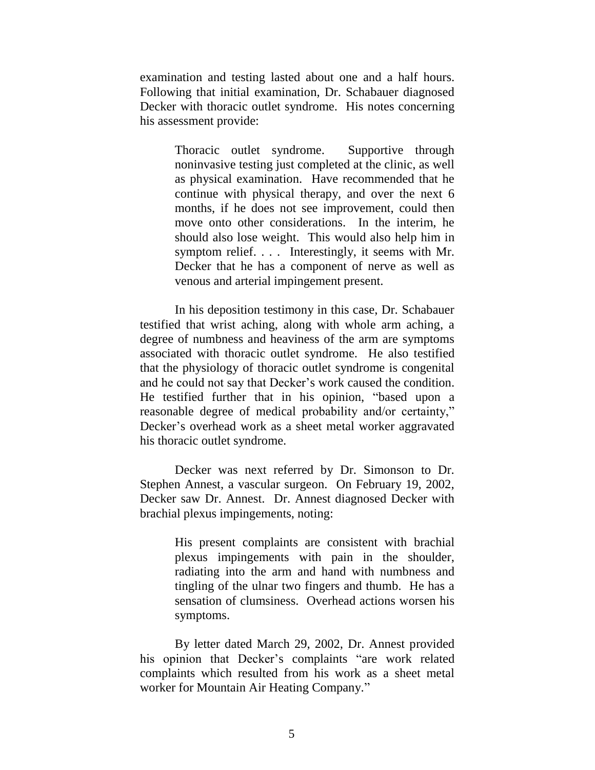examination and testing lasted about one and a half hours. Following that initial examination, Dr. Schabauer diagnosed Decker with thoracic outlet syndrome. His notes concerning his assessment provide:

> Thoracic outlet syndrome. Supportive through noninvasive testing just completed at the clinic, as well as physical examination. Have recommended that he continue with physical therapy, and over the next 6 months, if he does not see improvement, could then move onto other considerations. In the interim, he should also lose weight. This would also help him in symptom relief. . . . Interestingly, it seems with Mr. Decker that he has a component of nerve as well as venous and arterial impingement present.

In his deposition testimony in this case, Dr. Schabauer testified that wrist aching, along with whole arm aching, a degree of numbness and heaviness of the arm are symptoms associated with thoracic outlet syndrome. He also testified that the physiology of thoracic outlet syndrome is congenital and he could not say that Decker's work caused the condition. He testified further that in his opinion, "based upon a reasonable degree of medical probability and/or certainty," Decker's overhead work as a sheet metal worker aggravated his thoracic outlet syndrome.

Decker was next referred by Dr. Simonson to Dr. Stephen Annest, a vascular surgeon. On February 19, 2002, Decker saw Dr. Annest. Dr. Annest diagnosed Decker with brachial plexus impingements, noting:

> His present complaints are consistent with brachial plexus impingements with pain in the shoulder, radiating into the arm and hand with numbness and tingling of the ulnar two fingers and thumb. He has a sensation of clumsiness. Overhead actions worsen his symptoms.

By letter dated March 29, 2002, Dr. Annest provided his opinion that Decker's complaints "are work related complaints which resulted from his work as a sheet metal worker for Mountain Air Heating Company."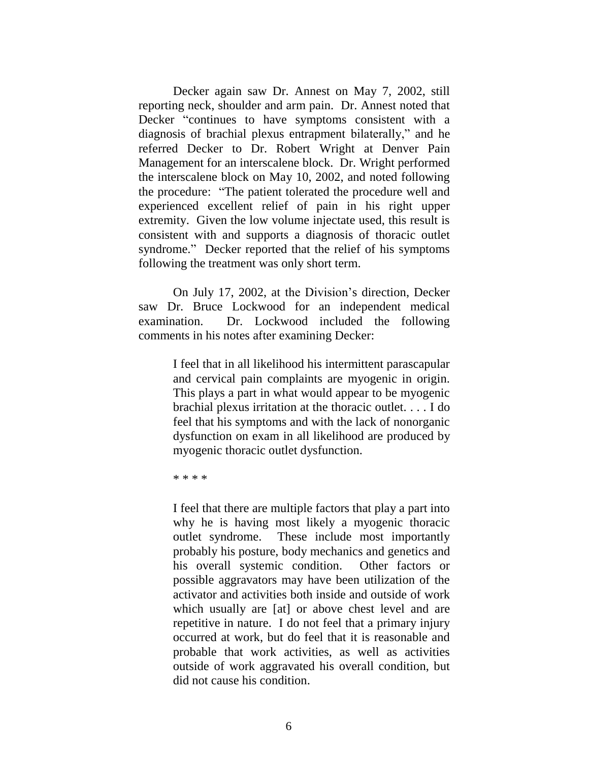Decker again saw Dr. Annest on May 7, 2002, still reporting neck, shoulder and arm pain. Dr. Annest noted that Decker "continues to have symptoms consistent with a diagnosis of brachial plexus entrapment bilaterally," and he referred Decker to Dr. Robert Wright at Denver Pain Management for an interscalene block. Dr. Wright performed the interscalene block on May 10, 2002, and noted following the procedure: "The patient tolerated the procedure well and experienced excellent relief of pain in his right upper extremity. Given the low volume injectate used, this result is consistent with and supports a diagnosis of thoracic outlet syndrome." Decker reported that the relief of his symptoms following the treatment was only short term.

On July 17, 2002, at the Division's direction, Decker saw Dr. Bruce Lockwood for an independent medical examination. Dr. Lockwood included the following comments in his notes after examining Decker:

> I feel that in all likelihood his intermittent parascapular and cervical pain complaints are myogenic in origin. This plays a part in what would appear to be myogenic brachial plexus irritation at the thoracic outlet. . . . I do feel that his symptoms and with the lack of nonorganic dysfunction on exam in all likelihood are produced by myogenic thoracic outlet dysfunction.
>
> * * * *
>
> I feel that there are multiple factors that play a part into why he is having most likely a myogenic thoracic outlet syndrome. These include most importantly probably his posture, body mechanics and genetics and his overall systemic condition. Other factors or possible aggravators may have been utilization of the activator and activities both inside and outside of work which usually are [at] or above chest level and are repetitive in nature. I do not feel that a primary injury occurred at work, but do feel that it is reasonable and probable that work activities, as well as activities outside of work aggravated his overall condition, but did not cause his condition.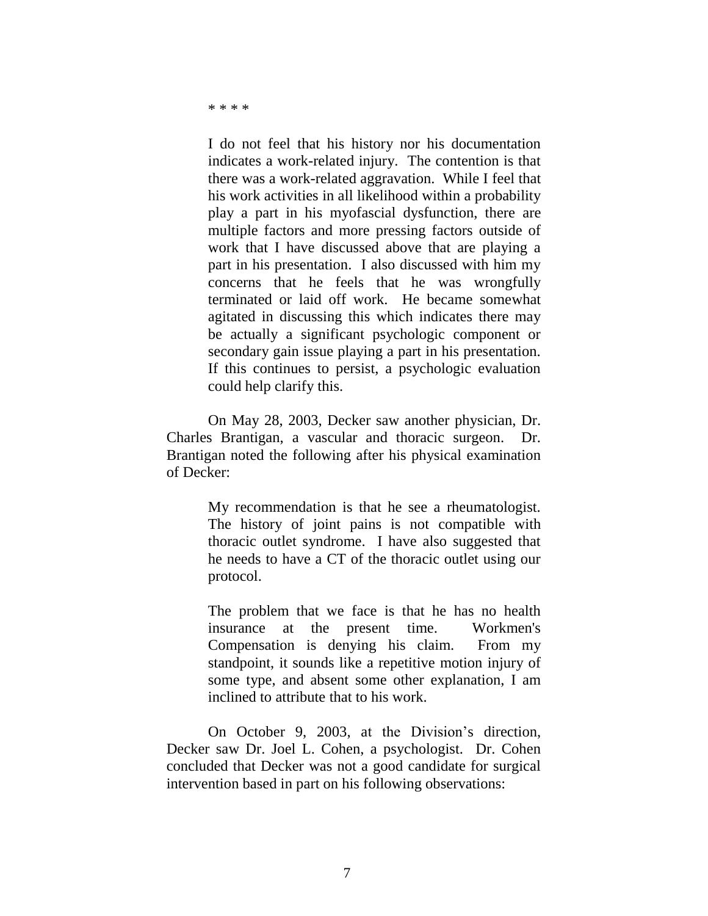> \* \* \* \*
>
> I do not feel that his history nor his documentation indicates a work-related injury. The contention is that there was a work-related aggravation. While I feel that his work activities in all likelihood within a probability play a part in his myofascial dysfunction, there are multiple factors and more pressing factors outside of work that I have discussed above that are playing a part in his presentation. I also discussed with him my concerns that he feels that he was wrongfully terminated or laid off work. He became somewhat agitated in discussing this which indicates there may be actually a significant psychologic component or secondary gain issue playing a part in his presentation. If this continues to persist, a psychologic evaluation could help clarify this.

On May 28, 2003, Decker saw another physician, Dr. Charles Brantigan, a vascular and thoracic surgeon. Dr. Brantigan noted the following after his physical examination of Decker:

> My recommendation is that he see a rheumatologist. The history of joint pains is not compatible with thoracic outlet syndrome. I have also suggested that he needs to have a CT of the thoracic outlet using our protocol.
>
> The problem that we face is that he has no health insurance at the present time. Workmen's Compensation is denying his claim. From my standpoint, it sounds like a repetitive motion injury of some type, and absent some other explanation, I am inclined to attribute that to his work.

On October 9, 2003, at the Division's direction, Decker saw Dr. Joel L. Cohen, a psychologist. Dr. Cohen concluded that Decker was not a good candidate for surgical intervention based in part on his following observations: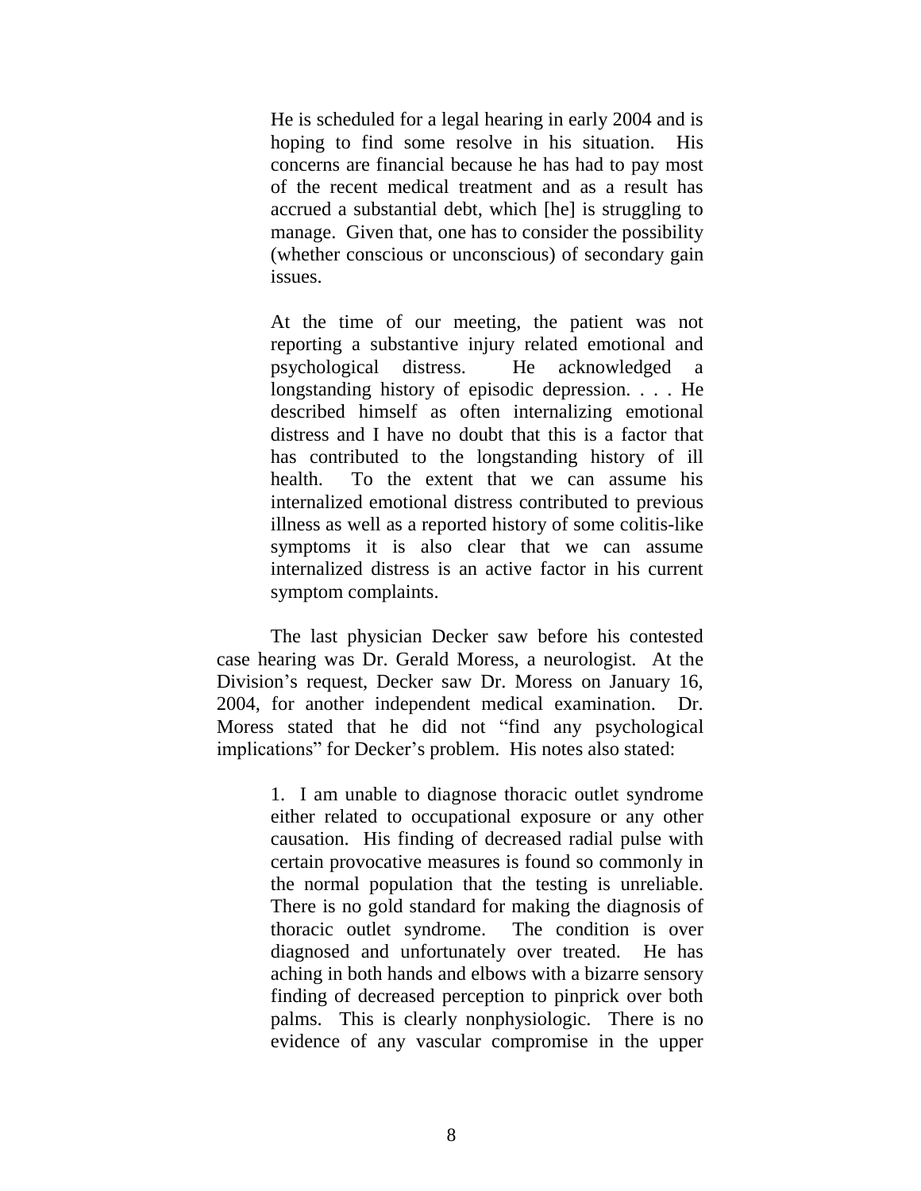> He is scheduled for a legal hearing in early 2004 and is hoping to find some resolve in his situation. His concerns are financial because he has had to pay most of the recent medical treatment and as a result has accrued a substantial debt, which [he] is struggling to manage. Given that, one has to consider the possibility (whether conscious or unconscious) of secondary gain issues.
>
> At the time of our meeting, the patient was not reporting a substantive injury related emotional and psychological distress. He acknowledged a longstanding history of episodic depression. . . . He described himself as often internalizing emotional distress and I have no doubt that this is a factor that has contributed to the longstanding history of ill health. To the extent that we can assume his internalized emotional distress contributed to previous illness as well as a reported history of some colitis-like symptoms it is also clear that we can assume internalized distress is an active factor in his current symptom complaints.

The last physician Decker saw before his contested case hearing was Dr. Gerald Moress, a neurologist. At the Division's request, Decker saw Dr. Moress on January 16, 2004, for another independent medical examination. Dr. Moress stated that he did not "find any psychological implications" for Decker's problem. His notes also stated:

> 1. I am unable to diagnose thoracic outlet syndrome either related to occupational exposure or any other causation. His finding of decreased radial pulse with certain provocative measures is found so commonly in the normal population that the testing is unreliable. There is no gold standard for making the diagnosis of thoracic outlet syndrome. The condition is over diagnosed and unfortunately over treated. He has aching in both hands and elbows with a bizarre sensory finding of decreased perception to pinprick over both palms. This is clearly nonphysiologic. There is no evidence of any vascular compromise in the upper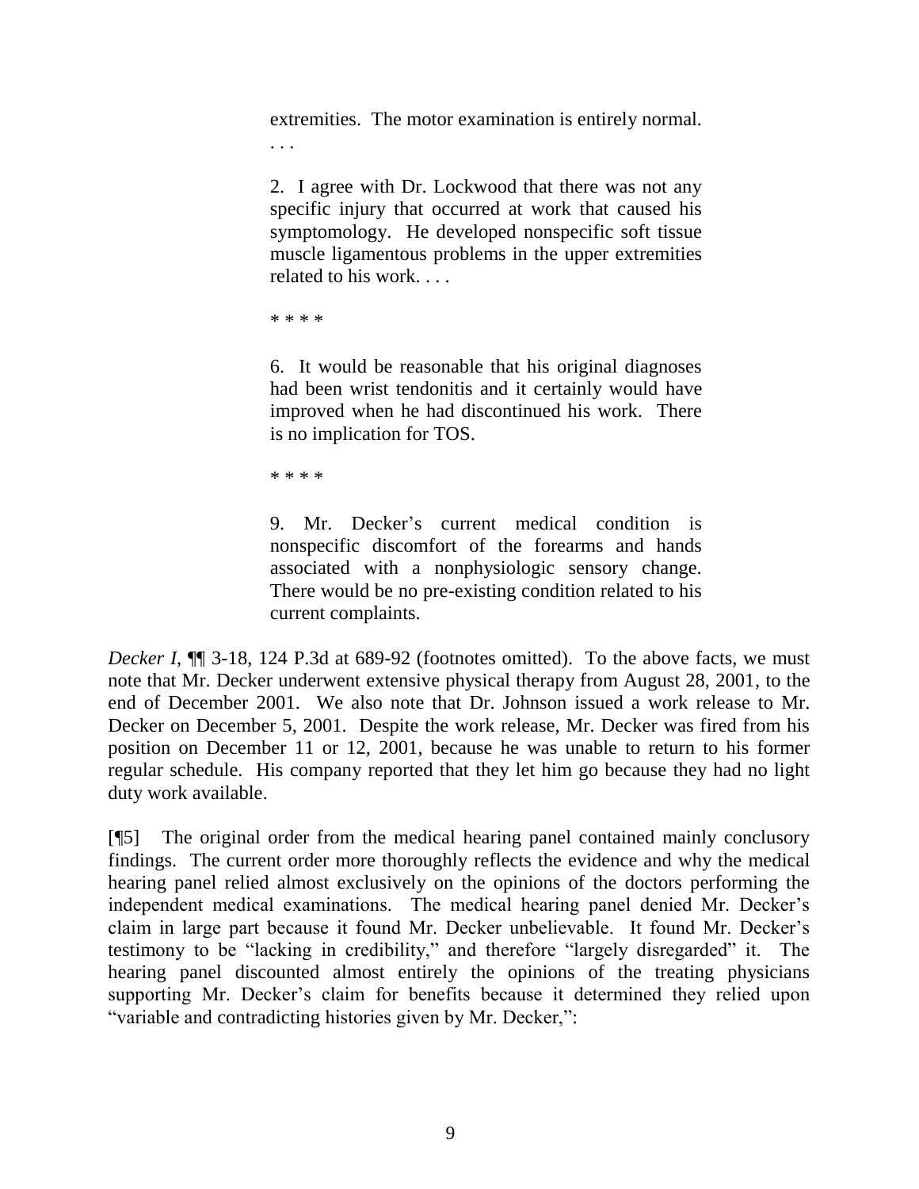> extremities. The motor examination is entirely normal. . . .
>
> 2. I agree with Dr. Lockwood that there was not any specific injury that occurred at work that caused his symptomology. He developed nonspecific soft tissue muscle ligamentous problems in the upper extremities related to his work. . . .
>
> * * * *
>
> 6. It would be reasonable that his original diagnoses had been wrist tendonitis and it certainly would have improved when he had discontinued his work. There is no implication for TOS.
>
> * * * *
>
> 9. Mr. Decker's current medical condition is nonspecific discomfort of the forearms and hands associated with a nonphysiologic sensory change. There would be no pre-existing condition related to his current complaints.

*Decker I*, ¶¶ 3-18, 124 P.3d at 689-92 (footnotes omitted). To the above facts, we must note that Mr. Decker underwent extensive physical therapy from August 28, 2001, to the end of December 2001. We also note that Dr. Johnson issued a work release to Mr. Decker on December 5, 2001. Despite the work release, Mr. Decker was fired from his position on December 11 or 12, 2001, because he was unable to return to his former regular schedule. His company reported that they let him go because they had no light duty work available.

[¶5] The original order from the medical hearing panel contained mainly conclusory findings. The current order more thoroughly reflects the evidence and why the medical hearing panel relied almost exclusively on the opinions of the doctors performing the independent medical examinations. The medical hearing panel denied Mr. Decker's claim in large part because it found Mr. Decker unbelievable. It found Mr. Decker's testimony to be "lacking in credibility," and therefore "largely disregarded" it. The hearing panel discounted almost entirely the opinions of the treating physicians supporting Mr. Decker's claim for benefits because it determined they relied upon "variable and contradicting histories given by Mr. Decker,":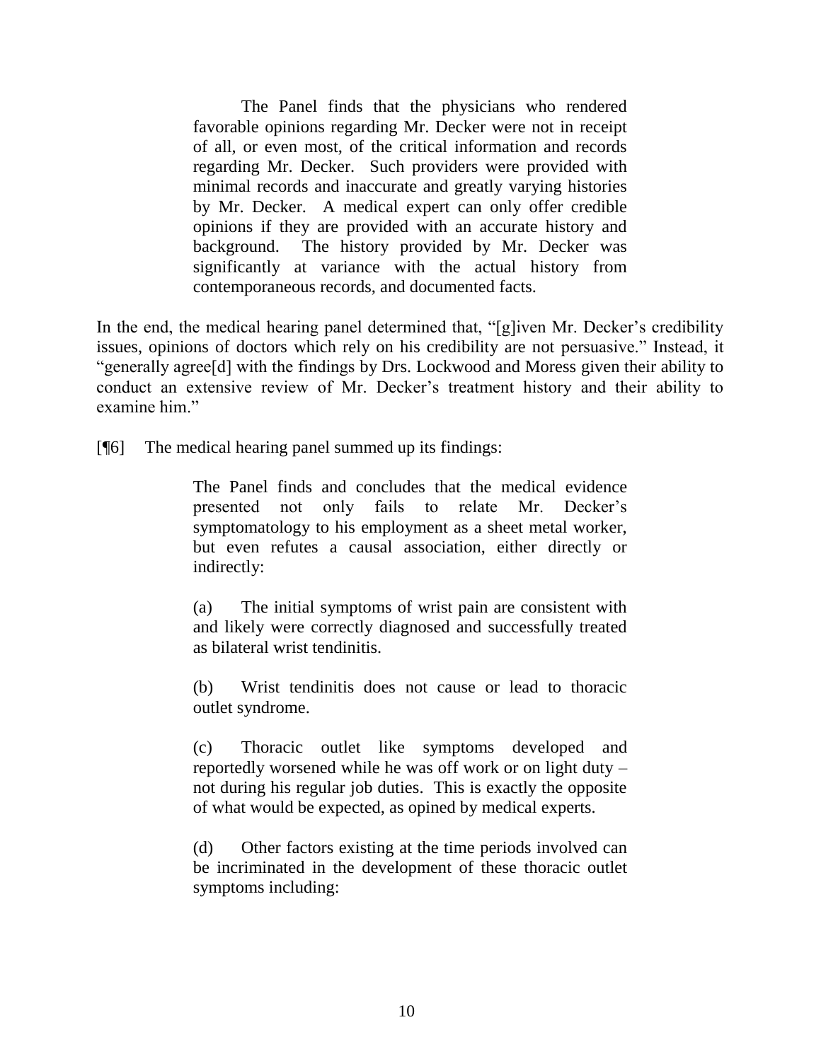> The Panel finds that the physicians who rendered favorable opinions regarding Mr. Decker were not in receipt of all, or even most, of the critical information and records regarding Mr. Decker. Such providers were provided with minimal records and inaccurate and greatly varying histories by Mr. Decker. A medical expert can only offer credible opinions if they are provided with an accurate history and background. The history provided by Mr. Decker was significantly at variance with the actual history from contemporaneous records, and documented facts.

In the end, the medical hearing panel determined that, "[g]iven Mr. Decker's credibility issues, opinions of doctors which rely on his credibility are not persuasive." Instead, it "generally agree[d] with the findings by Drs. Lockwood and Moress given their ability to conduct an extensive review of Mr. Decker's treatment history and their ability to examine him."

[¶6] The medical hearing panel summed up its findings:

> The Panel finds and concludes that the medical evidence presented not only fails to relate Mr. Decker's symptomatology to his employment as a sheet metal worker, but even refutes a causal association, either directly or indirectly:
>
> (a) The initial symptoms of wrist pain are consistent with and likely were correctly diagnosed and successfully treated as bilateral wrist tendinitis.
>
> (b) Wrist tendinitis does not cause or lead to thoracic outlet syndrome.
>
> (c) Thoracic outlet like symptoms developed and reportedly worsened while he was off work or on light duty – not during his regular job duties. This is exactly the opposite of what would be expected, as opined by medical experts.
>
> (d) Other factors existing at the time periods involved can be incriminated in the development of these thoracic outlet symptoms including: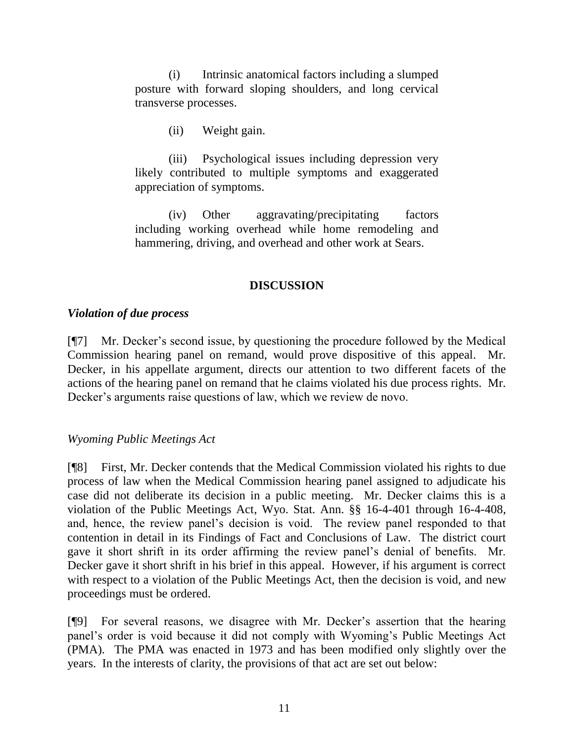(i) Intrinsic anatomical factors including a slumped posture with forward sloping shoulders, and long cervical transverse processes.

(ii) Weight gain.

(iii) Psychological issues including depression very likely contributed to multiple symptoms and exaggerated appreciation of symptoms.

(iv) Other aggravating/precipitating factors including working overhead while home remodeling and hammering, driving, and overhead and other work at Sears.

## DISCUSSION

### *Violation of due process*

[¶7] Mr. Decker's second issue, by questioning the procedure followed by the Medical Commission hearing panel on remand, would prove dispositive of this appeal. Mr. Decker, in his appellate argument, directs our attention to two different facets of the actions of the hearing panel on remand that he claims violated his due process rights. Mr. Decker's arguments raise questions of law, which we review de novo.

#### *Wyoming Public Meetings Act*

[¶8] First, Mr. Decker contends that the Medical Commission violated his rights to due process of law when the Medical Commission hearing panel assigned to adjudicate his case did not deliberate its decision in a public meeting. Mr. Decker claims this is a violation of the Public Meetings Act, Wyo. Stat. Ann. §§ 16-4-401 through 16-4-408, and, hence, the review panel's decision is void. The review panel responded to that contention in detail in its Findings of Fact and Conclusions of Law. The district court gave it short shrift in its order affirming the review panel's denial of benefits. Mr. Decker gave it short shrift in his brief in this appeal. However, if his argument is correct with respect to a violation of the Public Meetings Act, then the decision is void, and new proceedings must be ordered.

[¶9] For several reasons, we disagree with Mr. Decker's assertion that the hearing panel's order is void because it did not comply with Wyoming's Public Meetings Act (PMA). The PMA was enacted in 1973 and has been modified only slightly over the years. In the interests of clarity, the provisions of that act are set out below: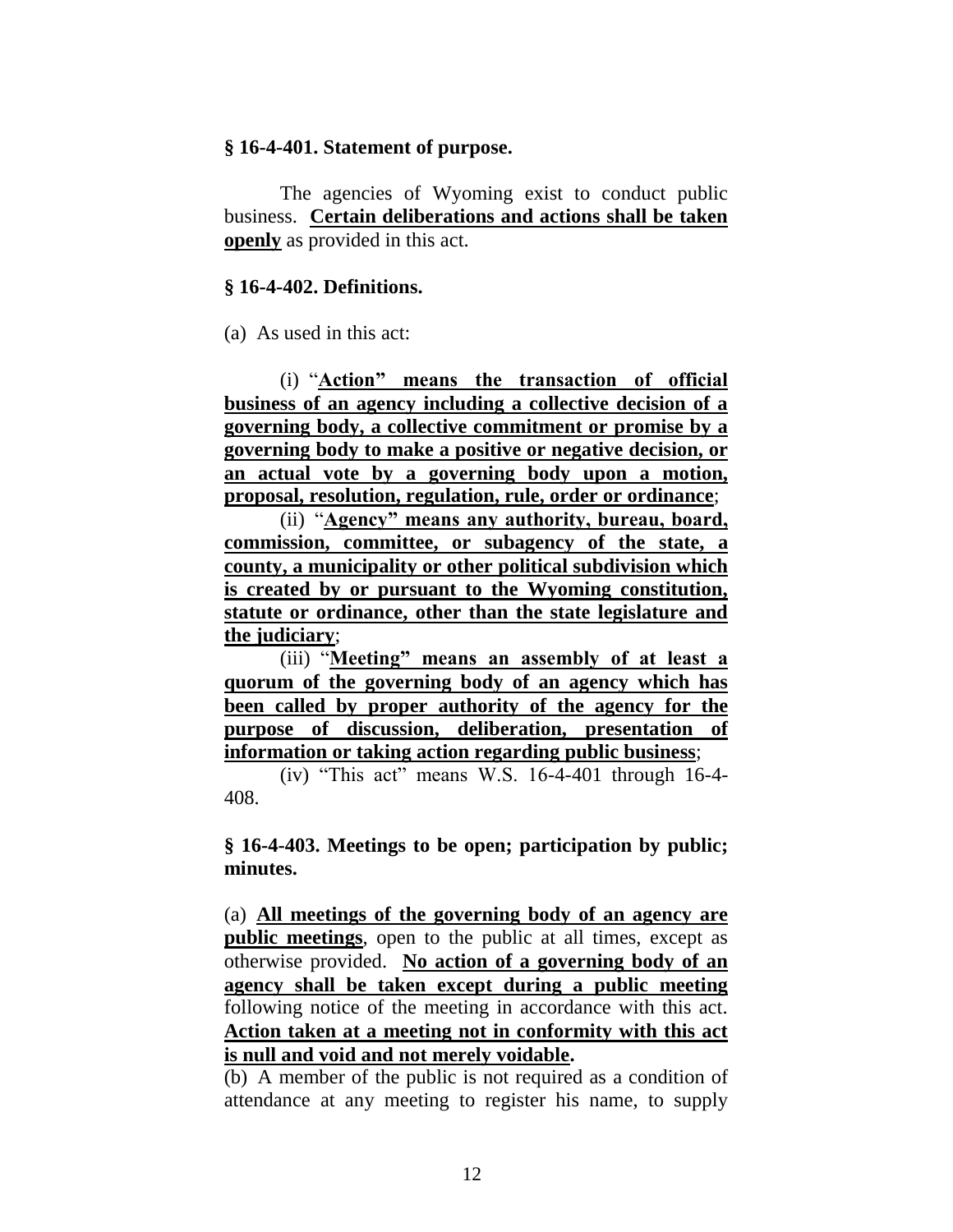**§ 16-4-401. Statement of purpose.**

The agencies of Wyoming exist to conduct public business. <u>**Certain deliberations and actions shall be taken openly**</u> as provided in this act.

**§ 16-4-402. Definitions.**

(a) As used in this act:

(i) "<u>**Action" means the transaction of official business of an agency including a collective decision of a governing body, a collective commitment or promise by a governing body to make a positive or negative decision, or an actual vote by a governing body upon a motion, proposal, resolution, regulation, rule, order or ordinance**</u>;

(ii) "<u>**Agency" means any authority, bureau, board, commission, committee, or subagency of the state, a county, a municipality or other political subdivision which is created by or pursuant to the Wyoming constitution, statute or ordinance, other than the state legislature and the judiciary**</u>;

(iii) "<u>**Meeting" means an assembly of at least a quorum of the governing body of an agency which has been called by proper authority of the agency for the purpose of discussion, deliberation, presentation of information or taking action regarding public business**</u>;

(iv) "This act" means W.S. 16-4-401 through 16-4-408.

**§ 16-4-403. Meetings to be open; participation by public; minutes.**

(a) <u>**All meetings of the governing body of an agency are public meetings**</u>, open to the public at all times, except as otherwise provided. <u>**No action of a governing body of an agency shall be taken except during a public meeting**</u> following notice of the meeting in accordance with this act. <u>**Action taken at a meeting not in conformity with this act is null and void and not merely voidable**</u>**.**

(b) A member of the public is not required as a condition of attendance at any meeting to register his name, to supply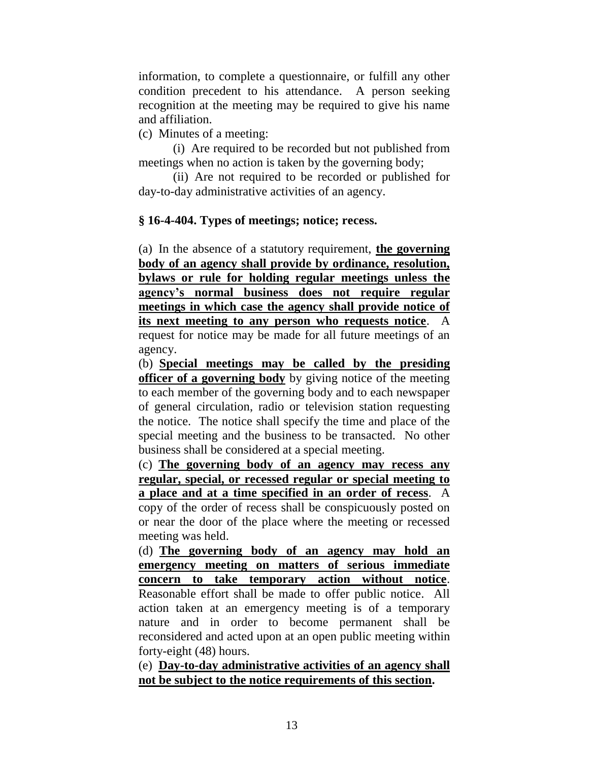information, to complete a questionnaire, or fulfill any other condition precedent to his attendance. A person seeking recognition at the meeting may be required to give his name and affiliation.

(c) Minutes of a meeting:

(i) Are required to be recorded but not published from meetings when no action is taken by the governing body;

(ii) Are not required to be recorded or published for day-to-day administrative activities of an agency.

**§ 16-4-404. Types of meetings; notice; recess.**

(a) In the absence of a statutory requirement, **the governing body of an agency shall provide by ordinance, resolution, bylaws or rule for holding regular meetings unless the agency's normal business does not require regular meetings in which case the agency shall provide notice of its next meeting to any person who requests notice**. A request for notice may be made for all future meetings of an agency.

(b) **Special meetings may be called by the presiding officer of a governing body** by giving notice of the meeting to each member of the governing body and to each newspaper of general circulation, radio or television station requesting the notice. The notice shall specify the time and place of the special meeting and the business to be transacted. No other business shall be considered at a special meeting.

(c) **The governing body of an agency may recess any regular, special, or recessed regular or special meeting to a place and at a time specified in an order of recess**. A copy of the order of recess shall be conspicuously posted on or near the door of the place where the meeting or recessed meeting was held.

(d) **The governing body of an agency may hold an emergency meeting on matters of serious immediate concern to take temporary action without notice**. Reasonable effort shall be made to offer public notice. All action taken at an emergency meeting is of a temporary nature and in order to become permanent shall be reconsidered and acted upon at an open public meeting within forty-eight (48) hours.

(e) **Day-to-day administrative activities of an agency shall not be subject to the notice requirements of this section.**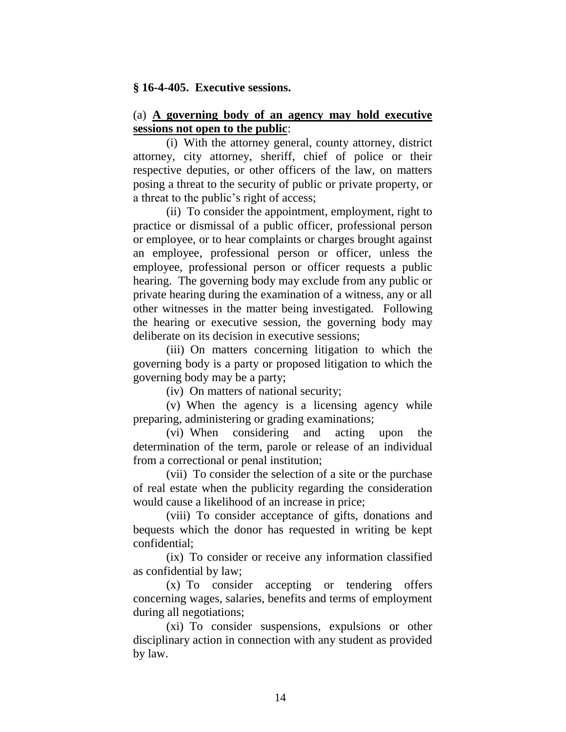**§ 16-4-405. Executive sessions.**

(a) **<u>A governing body of an agency may hold executive sessions not open to the public</u>**:

(i) With the attorney general, county attorney, district attorney, city attorney, sheriff, chief of police or their respective deputies, or other officers of the law, on matters posing a threat to the security of public or private property, or a threat to the public's right of access;

(ii) To consider the appointment, employment, right to practice or dismissal of a public officer, professional person or employee, or to hear complaints or charges brought against an employee, professional person or officer, unless the employee, professional person or officer requests a public hearing. The governing body may exclude from any public or private hearing during the examination of a witness, any or all other witnesses in the matter being investigated. Following the hearing or executive session, the governing body may deliberate on its decision in executive sessions;

(iii) On matters concerning litigation to which the governing body is a party or proposed litigation to which the governing body may be a party;

(iv) On matters of national security;

(v) When the agency is a licensing agency while preparing, administering or grading examinations;

(vi) When considering and acting upon the determination of the term, parole or release of an individual from a correctional or penal institution;

(vii) To consider the selection of a site or the purchase of real estate when the publicity regarding the consideration would cause a likelihood of an increase in price;

(viii) To consider acceptance of gifts, donations and bequests which the donor has requested in writing be kept confidential;

(ix) To consider or receive any information classified as confidential by law;

(x) To consider accepting or tendering offers concerning wages, salaries, benefits and terms of employment during all negotiations;

(xi) To consider suspensions, expulsions or other disciplinary action in connection with any student as provided by law.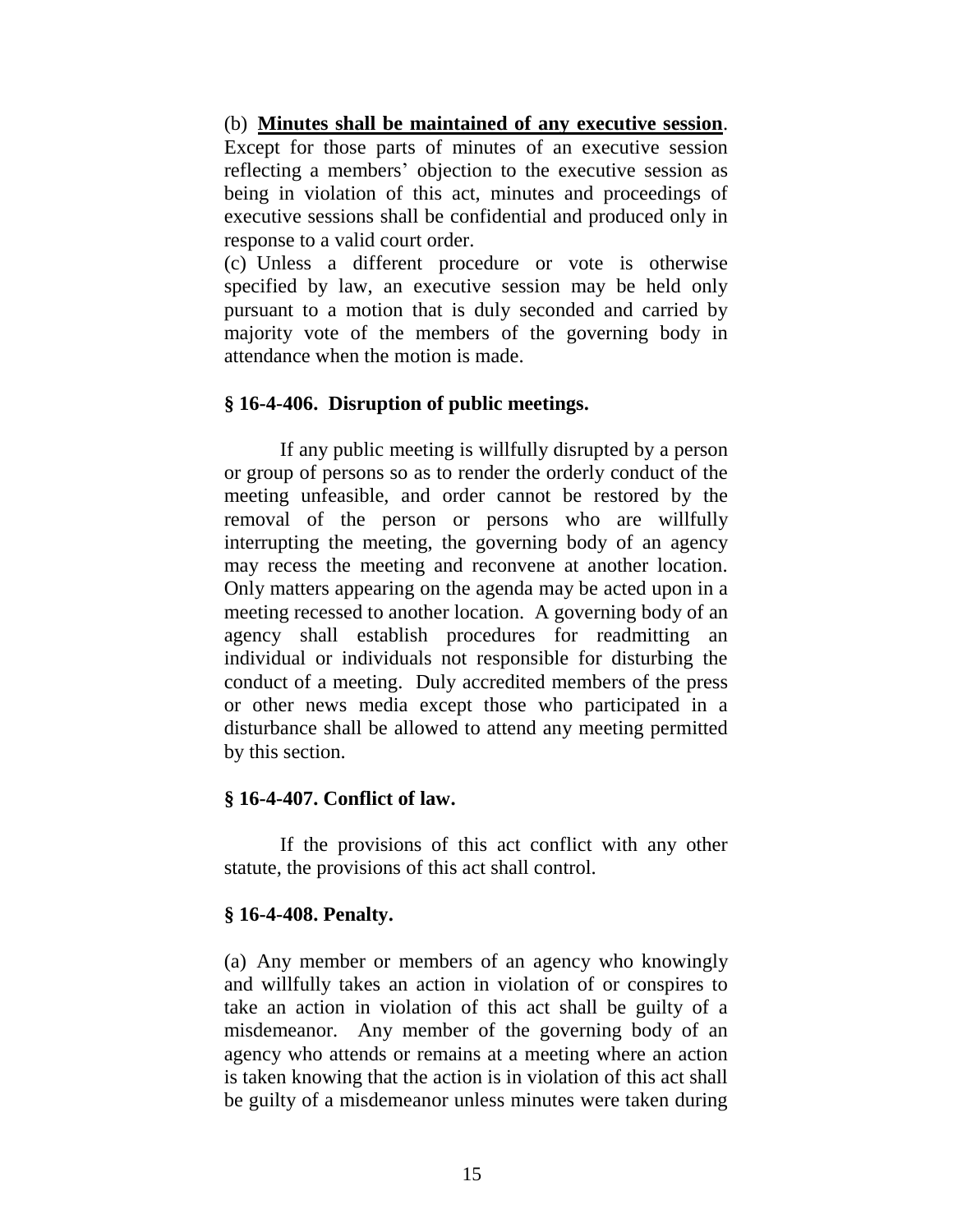(b) **<u>Minutes shall be maintained of any executive session</u>**. Except for those parts of minutes of an executive session reflecting a members' objection to the executive session as being in violation of this act, minutes and proceedings of executive sessions shall be confidential and produced only in response to a valid court order.

(c) Unless a different procedure or vote is otherwise specified by law, an executive session may be held only pursuant to a motion that is duly seconded and carried by majority vote of the members of the governing body in attendance when the motion is made.

### § 16-4-406. Disruption of public meetings.

If any public meeting is willfully disrupted by a person or group of persons so as to render the orderly conduct of the meeting unfeasible, and order cannot be restored by the removal of the person or persons who are willfully interrupting the meeting, the governing body of an agency may recess the meeting and reconvene at another location. Only matters appearing on the agenda may be acted upon in a meeting recessed to another location. A governing body of an agency shall establish procedures for readmitting an individual or individuals not responsible for disturbing the conduct of a meeting. Duly accredited members of the press or other news media except those who participated in a disturbance shall be allowed to attend any meeting permitted by this section.

### § 16-4-407. Conflict of law.

If the provisions of this act conflict with any other statute, the provisions of this act shall control.

### § 16-4-408. Penalty.

(a) Any member or members of an agency who knowingly and willfully takes an action in violation of or conspires to take an action in violation of this act shall be guilty of a misdemeanor. Any member of the governing body of an agency who attends or remains at a meeting where an action is taken knowing that the action is in violation of this act shall be guilty of a misdemeanor unless minutes were taken during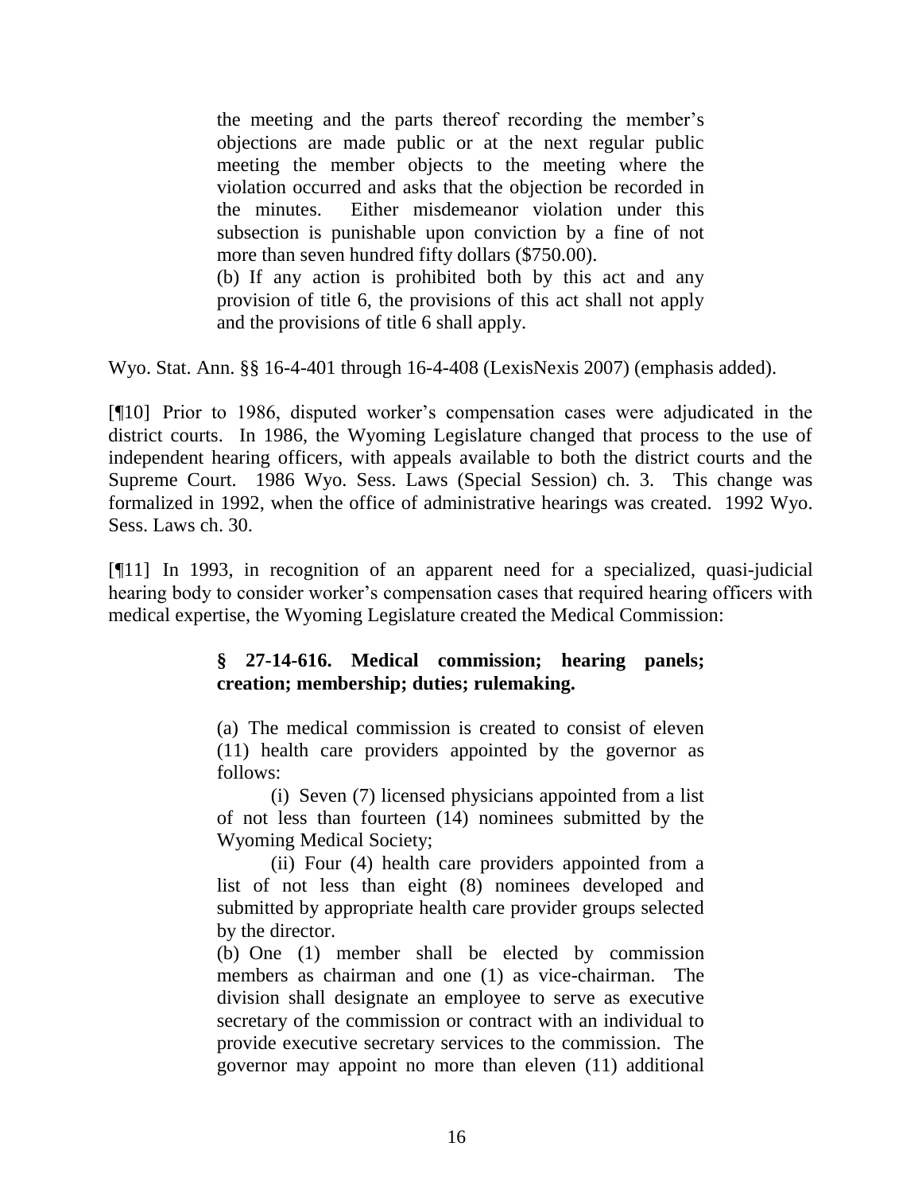> the meeting and the parts thereof recording the member's objections are made public or at the next regular public meeting the member objects to the meeting where the violation occurred and asks that the objection be recorded in the minutes. Either misdemeanor violation under this subsection is punishable upon conviction by a fine of not more than seven hundred fifty dollars ($750.00).
>
> (b) If any action is prohibited both by this act and any provision of title 6, the provisions of this act shall not apply and the provisions of title 6 shall apply.

Wyo. Stat. Ann. §§ 16-4-401 through 16-4-408 (LexisNexis 2007) (emphasis added).

[¶10] Prior to 1986, disputed worker's compensation cases were adjudicated in the district courts. In 1986, the Wyoming Legislature changed that process to the use of independent hearing officers, with appeals available to both the district courts and the Supreme Court. 1986 Wyo. Sess. Laws (Special Session) ch. 3. This change was formalized in 1992, when the office of administrative hearings was created. 1992 Wyo. Sess. Laws ch. 30.

[¶11] In 1993, in recognition of an apparent need for a specialized, quasi-judicial hearing body to consider worker's compensation cases that required hearing officers with medical expertise, the Wyoming Legislature created the Medical Commission:

> **§ 27-14-616. Medical commission; hearing panels; creation; membership; duties; rulemaking.**
>
> (a) The medical commission is created to consist of eleven (11) health care providers appointed by the governor as follows:
>
> (i) Seven (7) licensed physicians appointed from a list of not less than fourteen (14) nominees submitted by the Wyoming Medical Society;
>
> (ii) Four (4) health care providers appointed from a list of not less than eight (8) nominees developed and submitted by appropriate health care provider groups selected by the director.
>
> (b) One (1) member shall be elected by commission members as chairman and one (1) as vice-chairman. The division shall designate an employee to serve as executive secretary of the commission or contract with an individual to provide executive secretary services to the commission. The governor may appoint no more than eleven (11) additional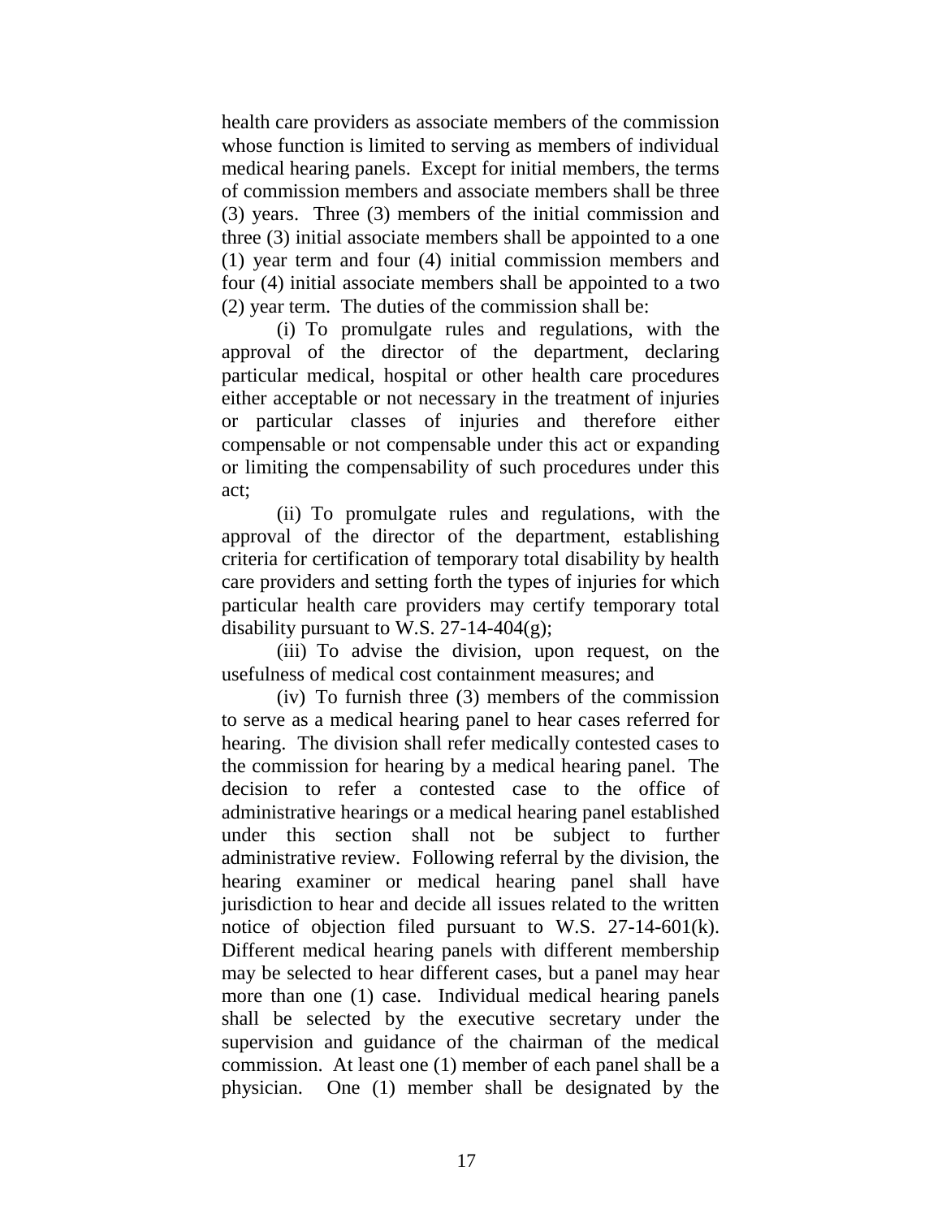health care providers as associate members of the commission whose function is limited to serving as members of individual medical hearing panels. Except for initial members, the terms of commission members and associate members shall be three (3) years. Three (3) members of the initial commission and three (3) initial associate members shall be appointed to a one (1) year term and four (4) initial commission members and four (4) initial associate members shall be appointed to a two (2) year term. The duties of the commission shall be:

(i) To promulgate rules and regulations, with the approval of the director of the department, declaring particular medical, hospital or other health care procedures either acceptable or not necessary in the treatment of injuries or particular classes of injuries and therefore either compensable or not compensable under this act or expanding or limiting the compensability of such procedures under this act;

(ii) To promulgate rules and regulations, with the approval of the director of the department, establishing criteria for certification of temporary total disability by health care providers and setting forth the types of injuries for which particular health care providers may certify temporary total disability pursuant to W.S. 27-14-404(g);

(iii) To advise the division, upon request, on the usefulness of medical cost containment measures; and

(iv) To furnish three (3) members of the commission to serve as a medical hearing panel to hear cases referred for hearing. The division shall refer medically contested cases to the commission for hearing by a medical hearing panel. The decision to refer a contested case to the office of administrative hearings or a medical hearing panel established under this section shall not be subject to further administrative review. Following referral by the division, the hearing examiner or medical hearing panel shall have jurisdiction to hear and decide all issues related to the written notice of objection filed pursuant to W.S. 27-14-601(k). Different medical hearing panels with different membership may be selected to hear different cases, but a panel may hear more than one (1) case. Individual medical hearing panels shall be selected by the executive secretary under the supervision and guidance of the chairman of the medical commission. At least one (1) member of each panel shall be a physician. One (1) member shall be designated by the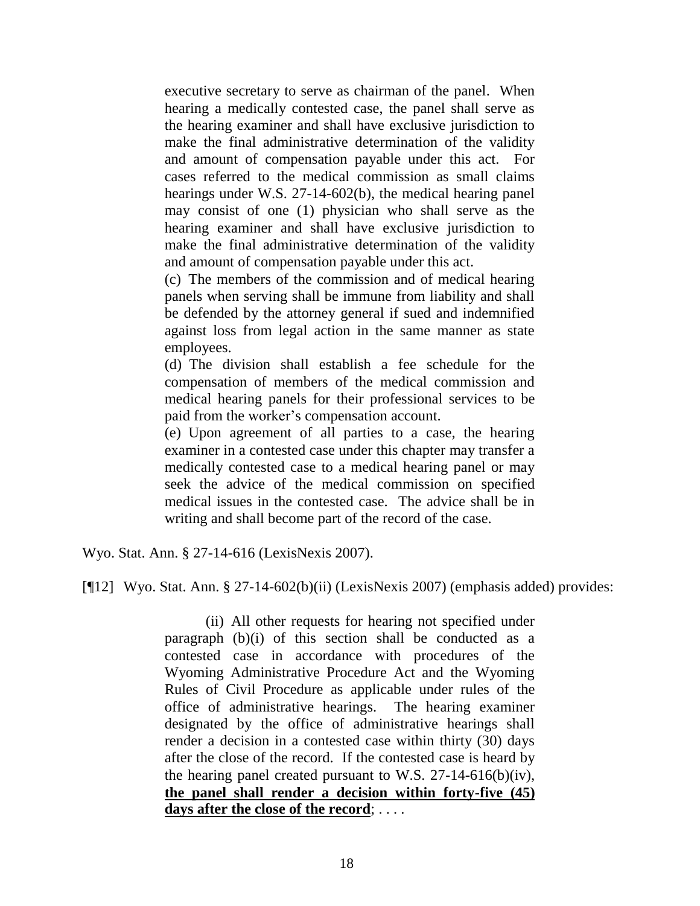> executive secretary to serve as chairman of the panel. When hearing a medically contested case, the panel shall serve as the hearing examiner and shall have exclusive jurisdiction to make the final administrative determination of the validity and amount of compensation payable under this act. For cases referred to the medical commission as small claims hearings under W.S. 27-14-602(b), the medical hearing panel may consist of one (1) physician who shall serve as the hearing examiner and shall have exclusive jurisdiction to make the final administrative determination of the validity and amount of compensation payable under this act.
>
> (c) The members of the commission and of medical hearing panels when serving shall be immune from liability and shall be defended by the attorney general if sued and indemnified against loss from legal action in the same manner as state employees.
>
> (d) The division shall establish a fee schedule for the compensation of members of the medical commission and medical hearing panels for their professional services to be paid from the worker's compensation account.
>
> (e) Upon agreement of all parties to a case, the hearing examiner in a contested case under this chapter may transfer a medically contested case to a medical hearing panel or may seek the advice of the medical commission on specified medical issues in the contested case. The advice shall be in writing and shall become part of the record of the case.

Wyo. Stat. Ann. § 27-14-616 (LexisNexis 2007).

[¶12] Wyo. Stat. Ann. § 27-14-602(b)(ii) (LexisNexis 2007) (emphasis added) provides:

> (ii) All other requests for hearing not specified under paragraph (b)(i) of this section shall be conducted as a contested case in accordance with procedures of the Wyoming Administrative Procedure Act and the Wyoming Rules of Civil Procedure as applicable under rules of the office of administrative hearings. The hearing examiner designated by the office of administrative hearings shall render a decision in a contested case within thirty (30) days after the close of the record. If the contested case is heard by the hearing panel created pursuant to W.S. 27-14-616(b)(iv), **the panel shall render a decision within forty-five (45) days after the close of the record**; . . . .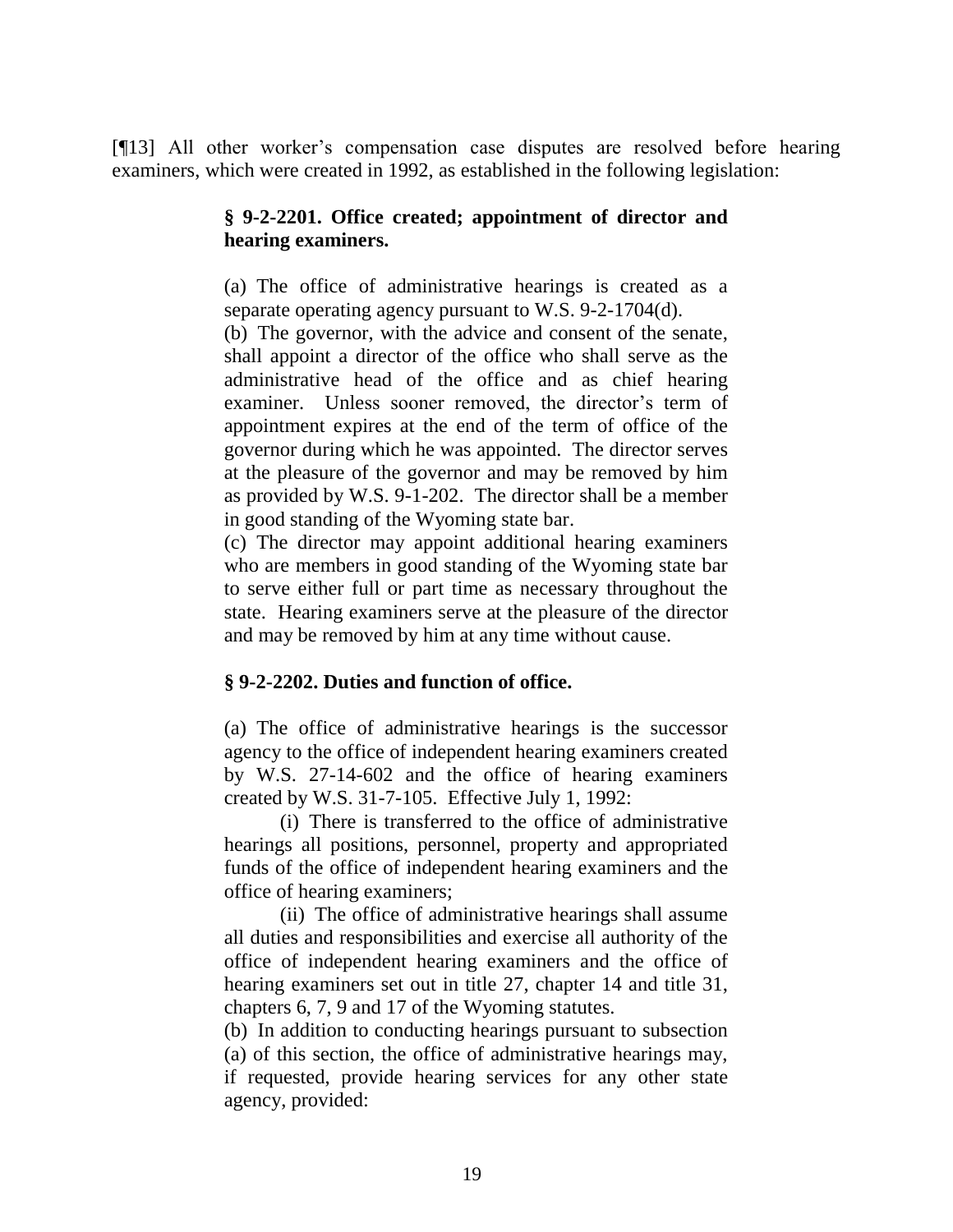[¶13] All other worker's compensation case disputes are resolved before hearing examiners, which were created in 1992, as established in the following legislation:

> **§ 9-2-2201. Office created; appointment of director and hearing examiners.**
>
> (a) The office of administrative hearings is created as a separate operating agency pursuant to W.S. 9-2-1704(d).
>
> (b) The governor, with the advice and consent of the senate, shall appoint a director of the office who shall serve as the administrative head of the office and as chief hearing examiner. Unless sooner removed, the director's term of appointment expires at the end of the term of office of the governor during which he was appointed. The director serves at the pleasure of the governor and may be removed by him as provided by W.S. 9-1-202. The director shall be a member in good standing of the Wyoming state bar.
>
> (c) The director may appoint additional hearing examiners who are members in good standing of the Wyoming state bar to serve either full or part time as necessary throughout the state. Hearing examiners serve at the pleasure of the director and may be removed by him at any time without cause.
>
> **§ 9-2-2202. Duties and function of office.**
>
> (a) The office of administrative hearings is the successor agency to the office of independent hearing examiners created by W.S. 27-14-602 and the office of hearing examiners created by W.S. 31-7-105. Effective July 1, 1992:
>
> (i) There is transferred to the office of administrative hearings all positions, personnel, property and appropriated funds of the office of independent hearing examiners and the office of hearing examiners;
>
> (ii) The office of administrative hearings shall assume all duties and responsibilities and exercise all authority of the office of independent hearing examiners and the office of hearing examiners set out in title 27, chapter 14 and title 31, chapters 6, 7, 9 and 17 of the Wyoming statutes.
>
> (b) In addition to conducting hearings pursuant to subsection (a) of this section, the office of administrative hearings may, if requested, provide hearing services for any other state agency, provided: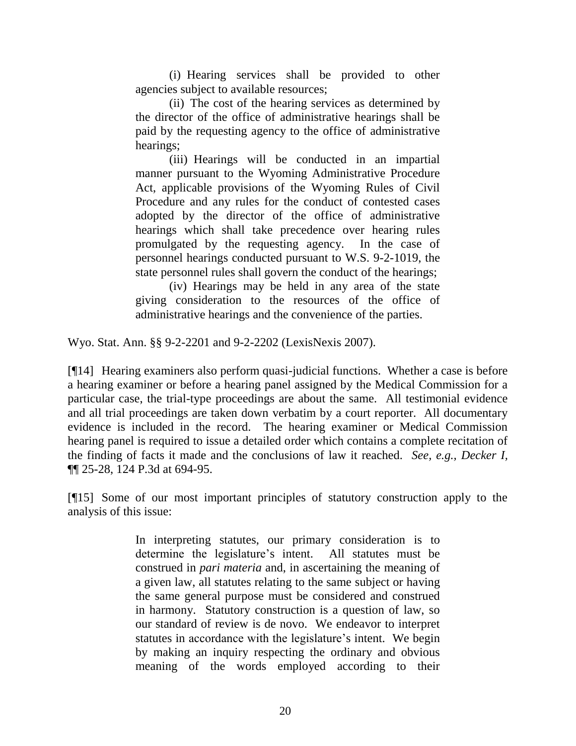> (i) Hearing services shall be provided to other agencies subject to available resources;
>
> (ii) The cost of the hearing services as determined by the director of the office of administrative hearings shall be paid by the requesting agency to the office of administrative hearings;
>
> (iii) Hearings will be conducted in an impartial manner pursuant to the Wyoming Administrative Procedure Act, applicable provisions of the Wyoming Rules of Civil Procedure and any rules for the conduct of contested cases adopted by the director of the office of administrative hearings which shall take precedence over hearing rules promulgated by the requesting agency. In the case of personnel hearings conducted pursuant to W.S. 9-2-1019, the state personnel rules shall govern the conduct of the hearings;
>
> (iv) Hearings may be held in any area of the state giving consideration to the resources of the office of administrative hearings and the convenience of the parties.

Wyo. Stat. Ann. §§ 9-2-2201 and 9-2-2202 (LexisNexis 2007).

[¶14] Hearing examiners also perform quasi-judicial functions. Whether a case is before a hearing examiner or before a hearing panel assigned by the Medical Commission for a particular case, the trial-type proceedings are about the same. All testimonial evidence and all trial proceedings are taken down verbatim by a court reporter. All documentary evidence is included in the record. The hearing examiner or Medical Commission hearing panel is required to issue a detailed order which contains a complete recitation of the finding of facts it made and the conclusions of law it reached. *See, e.g., Decker I,* ¶¶ 25-28, 124 P.3d at 694-95.

[¶15] Some of our most important principles of statutory construction apply to the analysis of this issue:

> In interpreting statutes, our primary consideration is to determine the legislature's intent. All statutes must be construed in *pari materia* and, in ascertaining the meaning of a given law, all statutes relating to the same subject or having the same general purpose must be considered and construed in harmony. Statutory construction is a question of law, so our standard of review is de novo. We endeavor to interpret statutes in accordance with the legislature's intent. We begin by making an inquiry respecting the ordinary and obvious meaning of the words employed according to their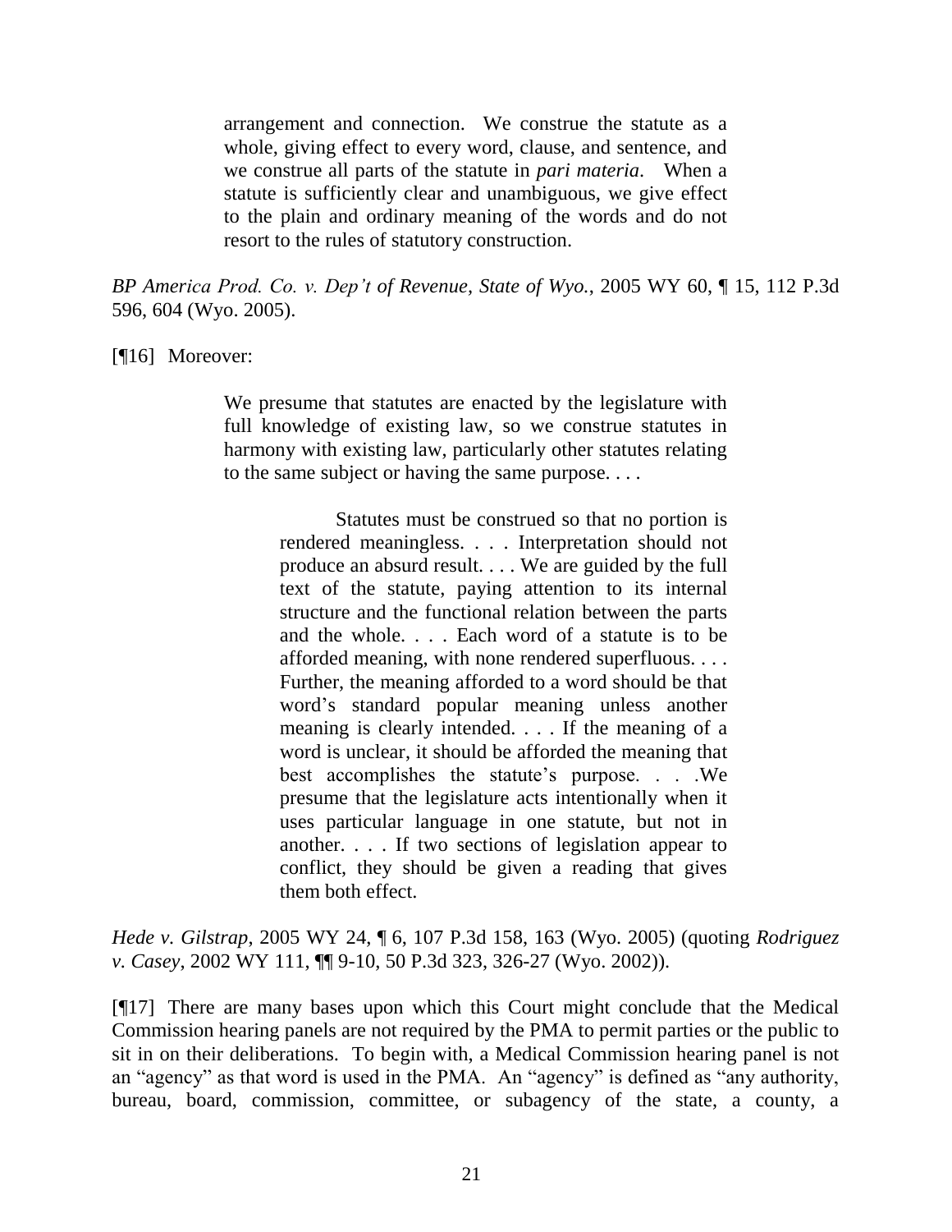> arrangement and connection. We construe the statute as a whole, giving effect to every word, clause, and sentence, and we construe all parts of the statute in *pari materia*. When a statute is sufficiently clear and unambiguous, we give effect to the plain and ordinary meaning of the words and do not resort to the rules of statutory construction.

*BP America Prod. Co. v. Dep't of Revenue, State of Wyo.*, 2005 WY 60, ¶ 15, 112 P.3d 596, 604 (Wyo. 2005).

[¶16] Moreover:

> We presume that statutes are enacted by the legislature with full knowledge of existing law, so we construe statutes in harmony with existing law, particularly other statutes relating to the same subject or having the same purpose. . . .
>
> > Statutes must be construed so that no portion is rendered meaningless. . . . Interpretation should not produce an absurd result. . . . We are guided by the full text of the statute, paying attention to its internal structure and the functional relation between the parts and the whole. . . . Each word of a statute is to be afforded meaning, with none rendered superfluous. . . . Further, the meaning afforded to a word should be that word's standard popular meaning unless another meaning is clearly intended. . . . If the meaning of a word is unclear, it should be afforded the meaning that best accomplishes the statute's purpose. . . .We presume that the legislature acts intentionally when it uses particular language in one statute, but not in another. . . . If two sections of legislation appear to conflict, they should be given a reading that gives them both effect.

*Hede v. Gilstrap*, 2005 WY 24, ¶ 6, 107 P.3d 158, 163 (Wyo. 2005) (quoting *Rodriguez v. Casey*, 2002 WY 111, ¶¶ 9-10, 50 P.3d 323, 326-27 (Wyo. 2002)).

[¶17] There are many bases upon which this Court might conclude that the Medical Commission hearing panels are not required by the PMA to permit parties or the public to sit in on their deliberations. To begin with, a Medical Commission hearing panel is not an "agency" as that word is used in the PMA. An "agency" is defined as "any authority, bureau, board, commission, committee, or subagency of the state, a county, a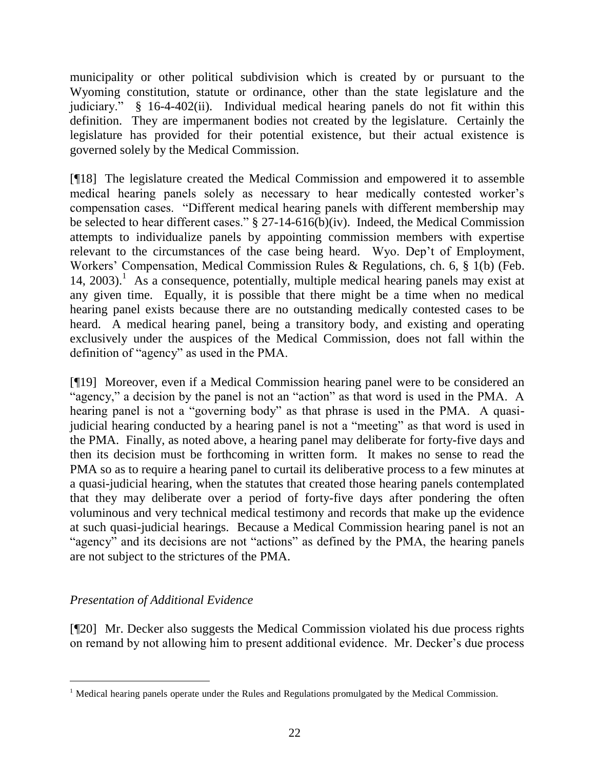municipality or other political subdivision which is created by or pursuant to the Wyoming constitution, statute or ordinance, other than the state legislature and the judiciary." § 16-4-402(ii). Individual medical hearing panels do not fit within this definition. They are impermanent bodies not created by the legislature. Certainly the legislature has provided for their potential existence, but their actual existence is governed solely by the Medical Commission.

[¶18] The legislature created the Medical Commission and empowered it to assemble medical hearing panels solely as necessary to hear medically contested worker's compensation cases. "Different medical hearing panels with different membership may be selected to hear different cases." § 27-14-616(b)(iv). Indeed, the Medical Commission attempts to individualize panels by appointing commission members with expertise relevant to the circumstances of the case being heard. Wyo. Dep't of Employment, Workers' Compensation, Medical Commission Rules & Regulations, ch. 6, § 1(b) (Feb. 14, 2003).[1] As a consequence, potentially, multiple medical hearing panels may exist at any given time. Equally, it is possible that there might be a time when no medical hearing panel exists because there are no outstanding medically contested cases to be heard. A medical hearing panel, being a transitory body, and existing and operating exclusively under the auspices of the Medical Commission, does not fall within the definition of "agency" as used in the PMA.

[¶19] Moreover, even if a Medical Commission hearing panel were to be considered an "agency," a decision by the panel is not an "action" as that word is used in the PMA. A hearing panel is not a "governing body" as that phrase is used in the PMA. A quasi-judicial hearing conducted by a hearing panel is not a "meeting" as that word is used in the PMA. Finally, as noted above, a hearing panel may deliberate for forty-five days and then its decision must be forthcoming in written form. It makes no sense to read the PMA so as to require a hearing panel to curtail its deliberative process to a few minutes at a quasi-judicial hearing, when the statutes that created those hearing panels contemplated that they may deliberate over a period of forty-five days after pondering the often voluminous and very technical medical testimony and records that make up the evidence at such quasi-judicial hearings. Because a Medical Commission hearing panel is not an "agency" and its decisions are not "actions" as defined by the PMA, the hearing panels are not subject to the strictures of the PMA.

### *Presentation of Additional Evidence*

[¶20] Mr. Decker also suggests the Medical Commission violated his due process rights on remand by not allowing him to present additional evidence. Mr. Decker's due process

---

[1] Medical hearing panels operate under the Rules and Regulations promulgated by the Medical Commission.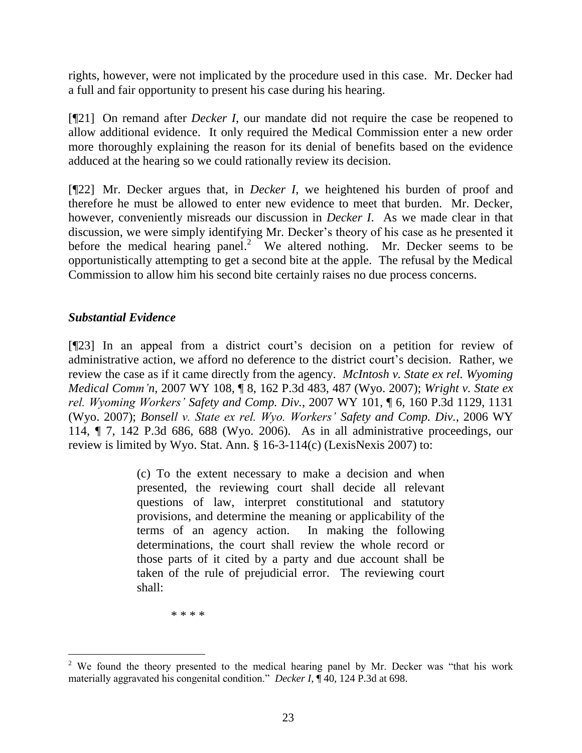rights, however, were not implicated by the procedure used in this case. Mr. Decker had a full and fair opportunity to present his case during his hearing.

[¶21] On remand after *Decker I*, our mandate did not require the case be reopened to allow additional evidence. It only required the Medical Commission enter a new order more thoroughly explaining the reason for its denial of benefits based on the evidence adduced at the hearing so we could rationally review its decision.

[¶22] Mr. Decker argues that, in *Decker I*, we heightened his burden of proof and therefore he must be allowed to enter new evidence to meet that burden. Mr. Decker, however, conveniently misreads our discussion in *Decker I*. As we made clear in that discussion, we were simply identifying Mr. Decker's theory of his case as he presented it before the medical hearing panel.[2] We altered nothing. Mr. Decker seems to be opportunistically attempting to get a second bite at the apple. The refusal by the Medical Commission to allow him his second bite certainly raises no due process concerns.

### *Substantial Evidence*

[¶23] In an appeal from a district court's decision on a petition for review of administrative action, we afford no deference to the district court's decision. Rather, we review the case as if it came directly from the agency. *McIntosh v. State ex rel. Wyoming Medical Comm'n*, 2007 WY 108, ¶ 8, 162 P.3d 483, 487 (Wyo. 2007); *Wright v. State ex rel. Wyoming Workers' Safety and Comp. Div.*, 2007 WY 101, ¶ 6, 160 P.3d 1129, 1131 (Wyo. 2007); *Bonsell v. State ex rel. Wyo. Workers' Safety and Comp. Div.*, 2006 WY 114, ¶ 7, 142 P.3d 686, 688 (Wyo. 2006). As in all administrative proceedings, our review is limited by Wyo. Stat. Ann. § 16-3-114(c) (LexisNexis 2007) to:

> (c) To the extent necessary to make a decision and when presented, the reviewing court shall decide all relevant questions of law, interpret constitutional and statutory provisions, and determine the meaning or applicability of the terms of an agency action. In making the following determinations, the court shall review the whole record or those parts of it cited by a party and due account shall be taken of the rule of prejudicial error. The reviewing court shall:
>
> \* \* \* \*

---

[2] We found the theory presented to the medical hearing panel by Mr. Decker was "that his work materially aggravated his congenital condition." *Decker I*, ¶ 40, 124 P.3d at 698.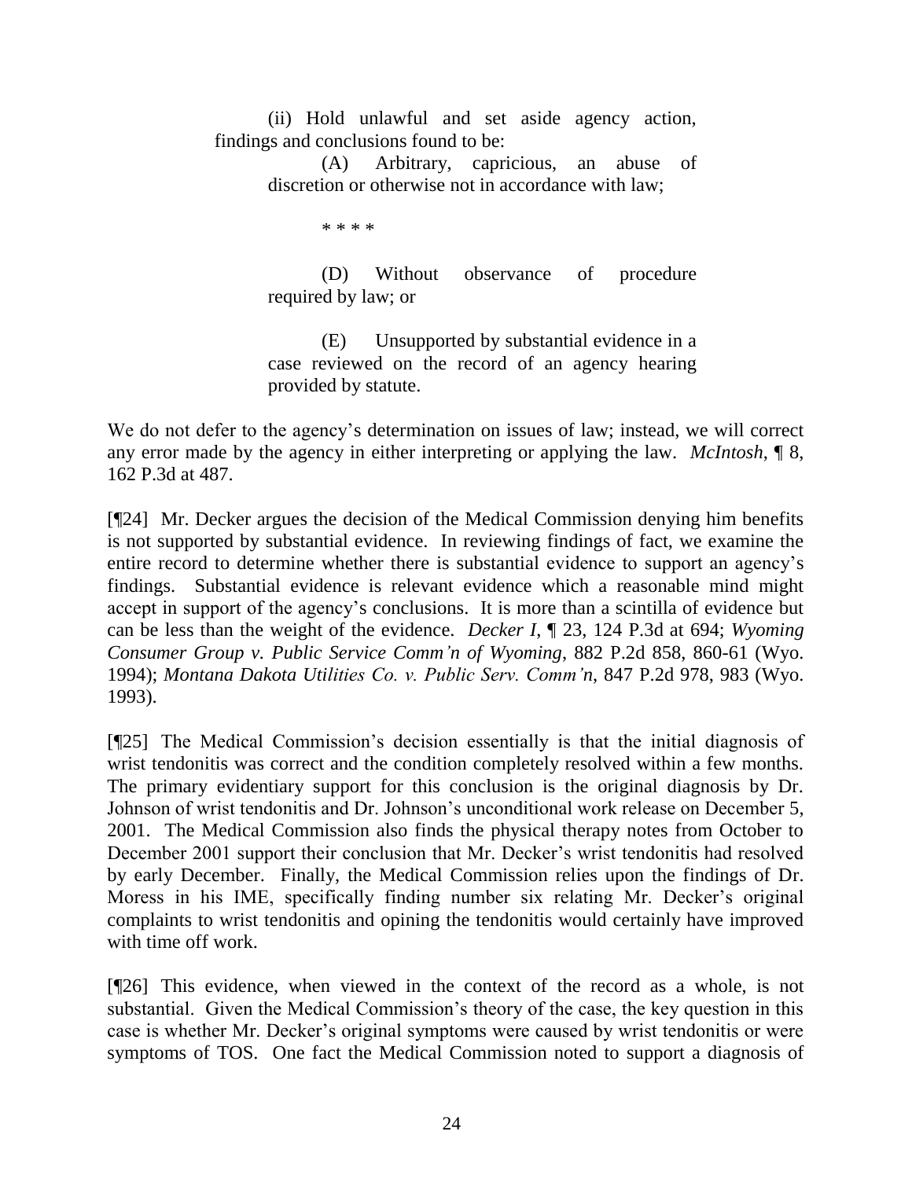(ii) Hold unlawful and set aside agency action, findings and conclusions found to be:

> (A) Arbitrary, capricious, an abuse of discretion or otherwise not in accordance with law;
>
> \* \* \* \*
>
> (D) Without observance of procedure required by law; or
>
> (E) Unsupported by substantial evidence in a case reviewed on the record of an agency hearing provided by statute.

We do not defer to the agency's determination on issues of law; instead, we will correct any error made by the agency in either interpreting or applying the law. *McIntosh*, ¶ 8, 162 P.3d at 487.

[¶24] Mr. Decker argues the decision of the Medical Commission denying him benefits is not supported by substantial evidence. In reviewing findings of fact, we examine the entire record to determine whether there is substantial evidence to support an agency's findings. Substantial evidence is relevant evidence which a reasonable mind might accept in support of the agency's conclusions. It is more than a scintilla of evidence but can be less than the weight of the evidence. *Decker I*, ¶ 23, 124 P.3d at 694; *Wyoming Consumer Group v. Public Service Comm'n of Wyoming*, 882 P.2d 858, 860-61 (Wyo. 1994); *Montana Dakota Utilities Co. v. Public Serv. Comm'n*, 847 P.2d 978, 983 (Wyo. 1993).

[¶25] The Medical Commission's decision essentially is that the initial diagnosis of wrist tendonitis was correct and the condition completely resolved within a few months. The primary evidentiary support for this conclusion is the original diagnosis by Dr. Johnson of wrist tendonitis and Dr. Johnson's unconditional work release on December 5, 2001. The Medical Commission also finds the physical therapy notes from October to December 2001 support their conclusion that Mr. Decker's wrist tendonitis had resolved by early December. Finally, the Medical Commission relies upon the findings of Dr. Moress in his IME, specifically finding number six relating Mr. Decker's original complaints to wrist tendonitis and opining the tendonitis would certainly have improved with time off work.

[¶26] This evidence, when viewed in the context of the record as a whole, is not substantial. Given the Medical Commission's theory of the case, the key question in this case is whether Mr. Decker's original symptoms were caused by wrist tendonitis or were symptoms of TOS. One fact the Medical Commission noted to support a diagnosis of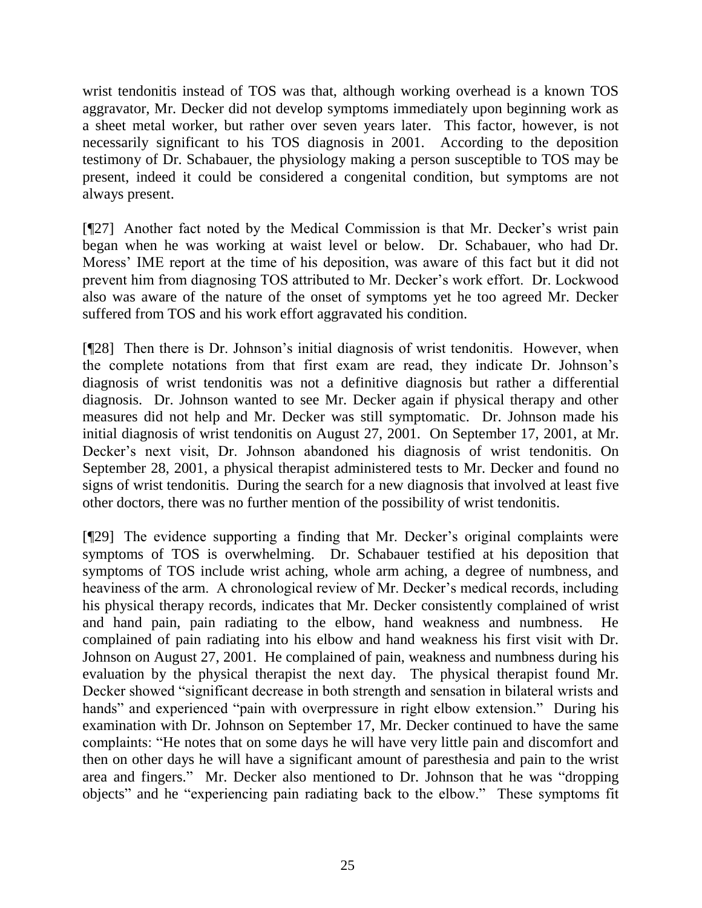wrist tendonitis instead of TOS was that, although working overhead is a known TOS aggravator, Mr. Decker did not develop symptoms immediately upon beginning work as a sheet metal worker, but rather over seven years later. This factor, however, is not necessarily significant to his TOS diagnosis in 2001. According to the deposition testimony of Dr. Schabauer, the physiology making a person susceptible to TOS may be present, indeed it could be considered a congenital condition, but symptoms are not always present.

[¶27] Another fact noted by the Medical Commission is that Mr. Decker's wrist pain began when he was working at waist level or below. Dr. Schabauer, who had Dr. Moress' IME report at the time of his deposition, was aware of this fact but it did not prevent him from diagnosing TOS attributed to Mr. Decker's work effort. Dr. Lockwood also was aware of the nature of the onset of symptoms yet he too agreed Mr. Decker suffered from TOS and his work effort aggravated his condition.

[¶28] Then there is Dr. Johnson's initial diagnosis of wrist tendonitis. However, when the complete notations from that first exam are read, they indicate Dr. Johnson's diagnosis of wrist tendonitis was not a definitive diagnosis but rather a differential diagnosis. Dr. Johnson wanted to see Mr. Decker again if physical therapy and other measures did not help and Mr. Decker was still symptomatic. Dr. Johnson made his initial diagnosis of wrist tendonitis on August 27, 2001. On September 17, 2001, at Mr. Decker's next visit, Dr. Johnson abandoned his diagnosis of wrist tendonitis. On September 28, 2001, a physical therapist administered tests to Mr. Decker and found no signs of wrist tendonitis. During the search for a new diagnosis that involved at least five other doctors, there was no further mention of the possibility of wrist tendonitis.

[¶29] The evidence supporting a finding that Mr. Decker's original complaints were symptoms of TOS is overwhelming. Dr. Schabauer testified at his deposition that symptoms of TOS include wrist aching, whole arm aching, a degree of numbness, and heaviness of the arm. A chronological review of Mr. Decker's medical records, including his physical therapy records, indicates that Mr. Decker consistently complained of wrist and hand pain, pain radiating to the elbow, hand weakness and numbness. He complained of pain radiating into his elbow and hand weakness his first visit with Dr. Johnson on August 27, 2001. He complained of pain, weakness and numbness during his evaluation by the physical therapist the next day. The physical therapist found Mr. Decker showed "significant decrease in both strength and sensation in bilateral wrists and hands" and experienced "pain with overpressure in right elbow extension." During his examination with Dr. Johnson on September 17, Mr. Decker continued to have the same complaints: "He notes that on some days he will have very little pain and discomfort and then on other days he will have a significant amount of paresthesia and pain to the wrist area and fingers." Mr. Decker also mentioned to Dr. Johnson that he was "dropping objects" and he "experiencing pain radiating back to the elbow." These symptoms fit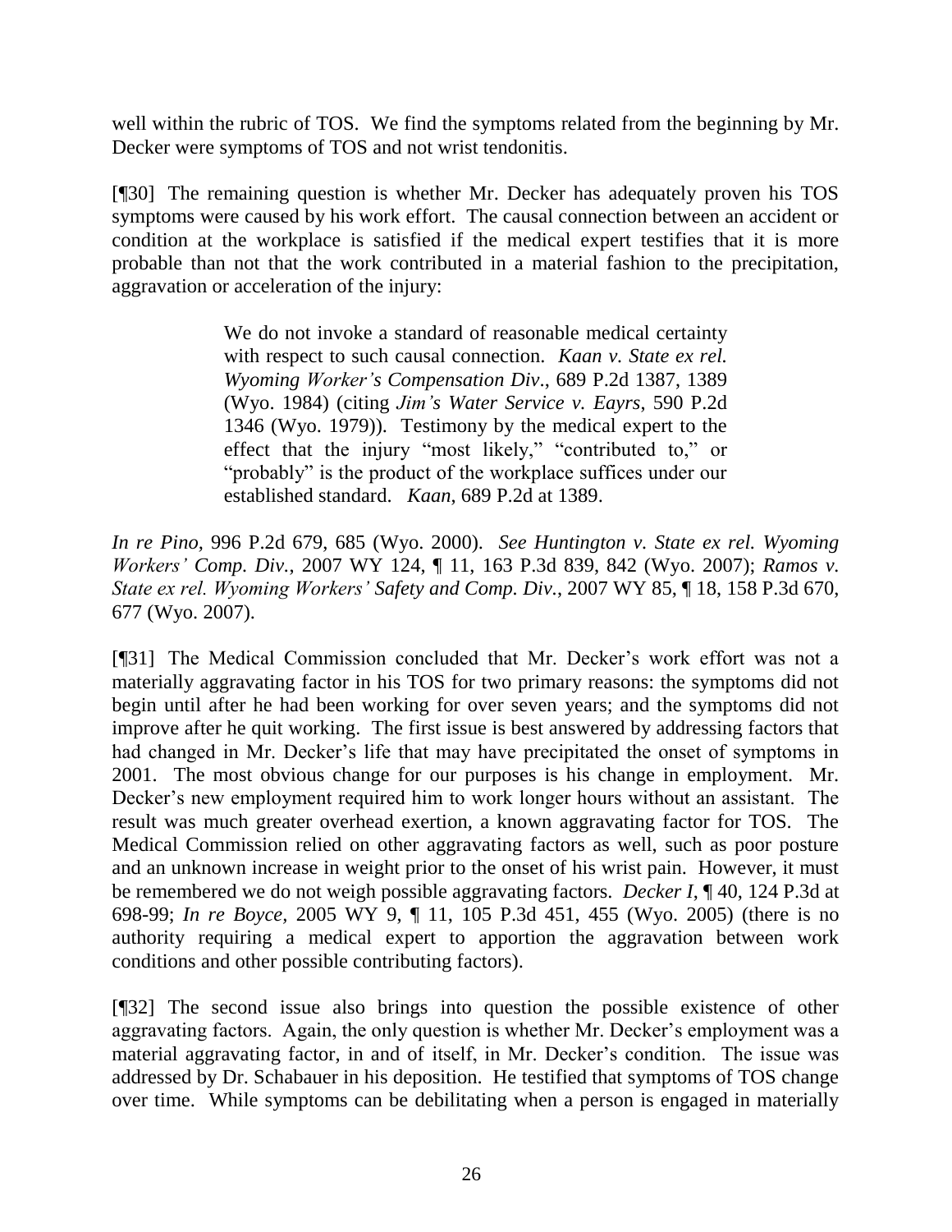well within the rubric of TOS. We find the symptoms related from the beginning by Mr. Decker were symptoms of TOS and not wrist tendonitis.

[¶30] The remaining question is whether Mr. Decker has adequately proven his TOS symptoms were caused by his work effort. The causal connection between an accident or condition at the workplace is satisfied if the medical expert testifies that it is more probable than not that the work contributed in a material fashion to the precipitation, aggravation or acceleration of the injury:

> We do not invoke a standard of reasonable medical certainty with respect to such causal connection. *Kaan v. State ex rel. Wyoming Worker's Compensation Div*., 689 P.2d 1387, 1389 (Wyo. 1984) (citing *Jim's Water Service v. Eayrs*, 590 P.2d 1346 (Wyo. 1979)). Testimony by the medical expert to the effect that the injury "most likely," "contributed to," or "probably" is the product of the workplace suffices under our established standard. *Kaan*, 689 P.2d at 1389.

*In re Pino*, 996 P.2d 679, 685 (Wyo. 2000). *See Huntington v. State ex rel. Wyoming Workers' Comp. Div.*, 2007 WY 124, ¶ 11, 163 P.3d 839, 842 (Wyo. 2007); *Ramos v. State ex rel. Wyoming Workers' Safety and Comp. Div.*, 2007 WY 85, ¶ 18, 158 P.3d 670, 677 (Wyo. 2007).

[¶31] The Medical Commission concluded that Mr. Decker's work effort was not a materially aggravating factor in his TOS for two primary reasons: the symptoms did not begin until after he had been working for over seven years; and the symptoms did not improve after he quit working. The first issue is best answered by addressing factors that had changed in Mr. Decker's life that may have precipitated the onset of symptoms in 2001. The most obvious change for our purposes is his change in employment. Mr. Decker's new employment required him to work longer hours without an assistant. The result was much greater overhead exertion, a known aggravating factor for TOS. The Medical Commission relied on other aggravating factors as well, such as poor posture and an unknown increase in weight prior to the onset of his wrist pain. However, it must be remembered we do not weigh possible aggravating factors. *Decker I*, ¶ 40, 124 P.3d at 698-99; *In re Boyce*, 2005 WY 9, ¶ 11, 105 P.3d 451, 455 (Wyo. 2005) (there is no authority requiring a medical expert to apportion the aggravation between work conditions and other possible contributing factors).

[¶32] The second issue also brings into question the possible existence of other aggravating factors. Again, the only question is whether Mr. Decker's employment was a material aggravating factor, in and of itself, in Mr. Decker's condition. The issue was addressed by Dr. Schabauer in his deposition. He testified that symptoms of TOS change over time. While symptoms can be debilitating when a person is engaged in materially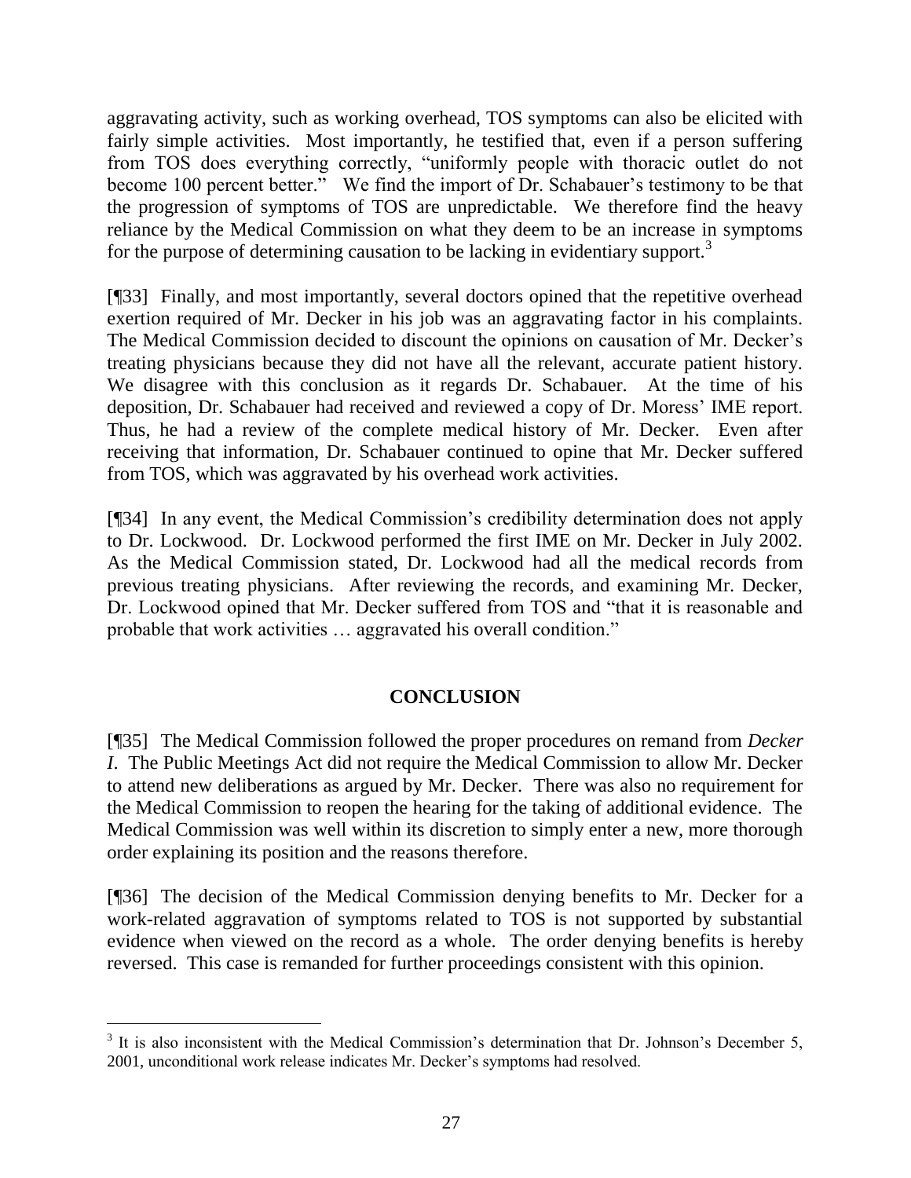aggravating activity, such as working overhead, TOS symptoms can also be elicited with fairly simple activities. Most importantly, he testified that, even if a person suffering from TOS does everything correctly, "uniformly people with thoracic outlet do not become 100 percent better." We find the import of Dr. Schabauer's testimony to be that the progression of symptoms of TOS are unpredictable. We therefore find the heavy reliance by the Medical Commission on what they deem to be an increase in symptoms for the purpose of determining causation to be lacking in evidentiary support.[3]

[¶33] Finally, and most importantly, several doctors opined that the repetitive overhead exertion required of Mr. Decker in his job was an aggravating factor in his complaints. The Medical Commission decided to discount the opinions on causation of Mr. Decker's treating physicians because they did not have all the relevant, accurate patient history. We disagree with this conclusion as it regards Dr. Schabauer. At the time of his deposition, Dr. Schabauer had received and reviewed a copy of Dr. Moress' IME report. Thus, he had a review of the complete medical history of Mr. Decker. Even after receiving that information, Dr. Schabauer continued to opine that Mr. Decker suffered from TOS, which was aggravated by his overhead work activities.

[¶34] In any event, the Medical Commission's credibility determination does not apply to Dr. Lockwood. Dr. Lockwood performed the first IME on Mr. Decker in July 2002. As the Medical Commission stated, Dr. Lockwood had all the medical records from previous treating physicians. After reviewing the records, and examining Mr. Decker, Dr. Lockwood opined that Mr. Decker suffered from TOS and "that it is reasonable and probable that work activities … aggravated his overall condition."

## CONCLUSION

[¶35] The Medical Commission followed the proper procedures on remand from *Decker I*. The Public Meetings Act did not require the Medical Commission to allow Mr. Decker to attend new deliberations as argued by Mr. Decker. There was also no requirement for the Medical Commission to reopen the hearing for the taking of additional evidence. The Medical Commission was well within its discretion to simply enter a new, more thorough order explaining its position and the reasons therefore.

[¶36] The decision of the Medical Commission denying benefits to Mr. Decker for a work-related aggravation of symptoms related to TOS is not supported by substantial evidence when viewed on the record as a whole. The order denying benefits is hereby reversed. This case is remanded for further proceedings consistent with this opinion.

---

[3] It is also inconsistent with the Medical Commission's determination that Dr. Johnson's December 5, 2001, unconditional work release indicates Mr. Decker's symptoms had resolved.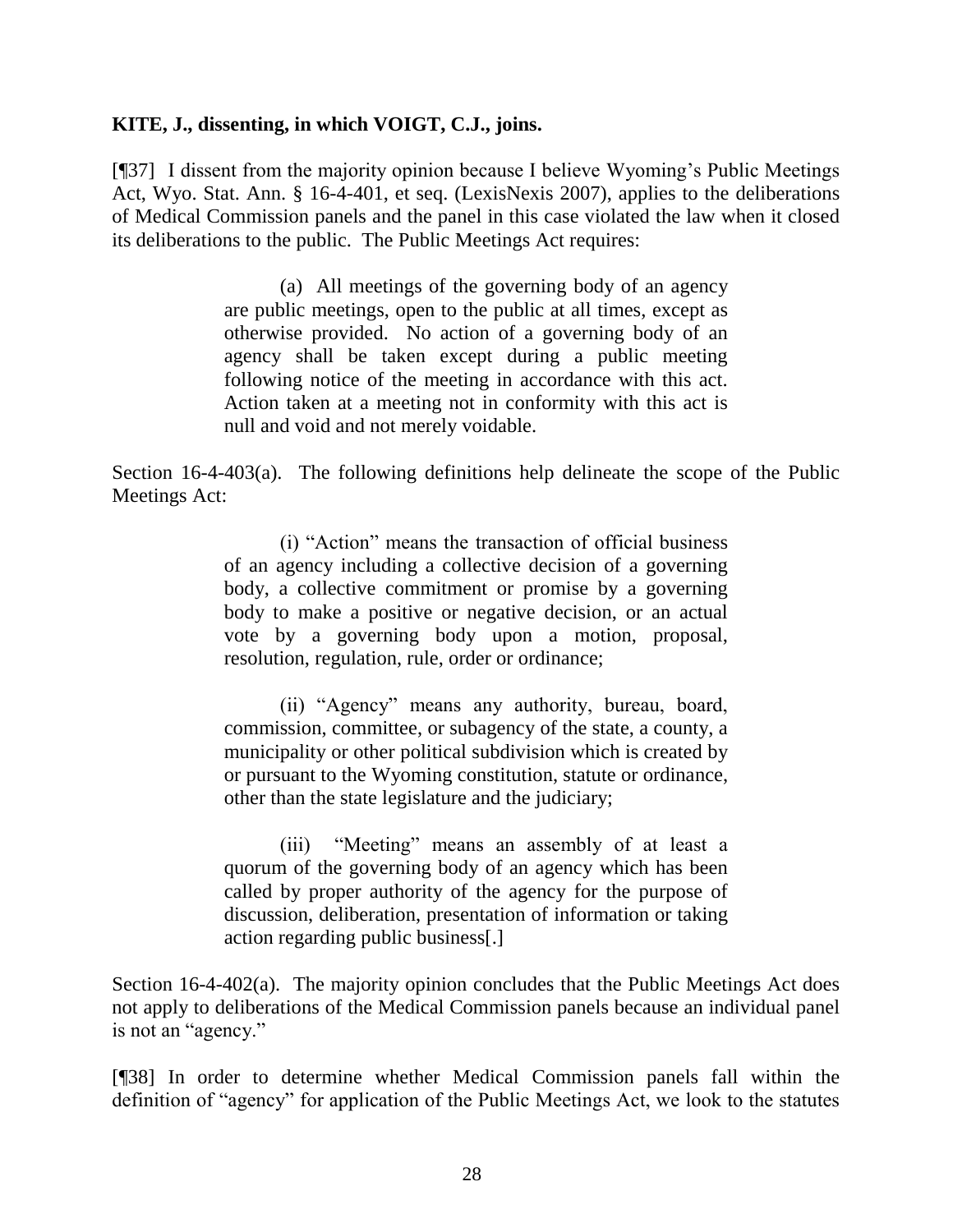**KITE, J., dissenting, in which VOIGT, C.J., joins.**

[¶37] I dissent from the majority opinion because I believe Wyoming's Public Meetings Act, Wyo. Stat. Ann. § 16-4-401, et seq. (LexisNexis 2007), applies to the deliberations of Medical Commission panels and the panel in this case violated the law when it closed its deliberations to the public. The Public Meetings Act requires:

> (a) All meetings of the governing body of an agency are public meetings, open to the public at all times, except as otherwise provided. No action of a governing body of an agency shall be taken except during a public meeting following notice of the meeting in accordance with this act. Action taken at a meeting not in conformity with this act is null and void and not merely voidable.

Section 16-4-403(a). The following definitions help delineate the scope of the Public Meetings Act:

> (i) "Action" means the transaction of official business of an agency including a collective decision of a governing body, a collective commitment or promise by a governing body to make a positive or negative decision, or an actual vote by a governing body upon a motion, proposal, resolution, regulation, rule, order or ordinance;
>
> (ii) "Agency" means any authority, bureau, board, commission, committee, or subagency of the state, a county, a municipality or other political subdivision which is created by or pursuant to the Wyoming constitution, statute or ordinance, other than the state legislature and the judiciary;
>
> (iii) "Meeting" means an assembly of at least a quorum of the governing body of an agency which has been called by proper authority of the agency for the purpose of discussion, deliberation, presentation of information or taking action regarding public business[.]

Section 16-4-402(a). The majority opinion concludes that the Public Meetings Act does not apply to deliberations of the Medical Commission panels because an individual panel is not an "agency."

[¶38] In order to determine whether Medical Commission panels fall within the definition of "agency" for application of the Public Meetings Act, we look to the statutes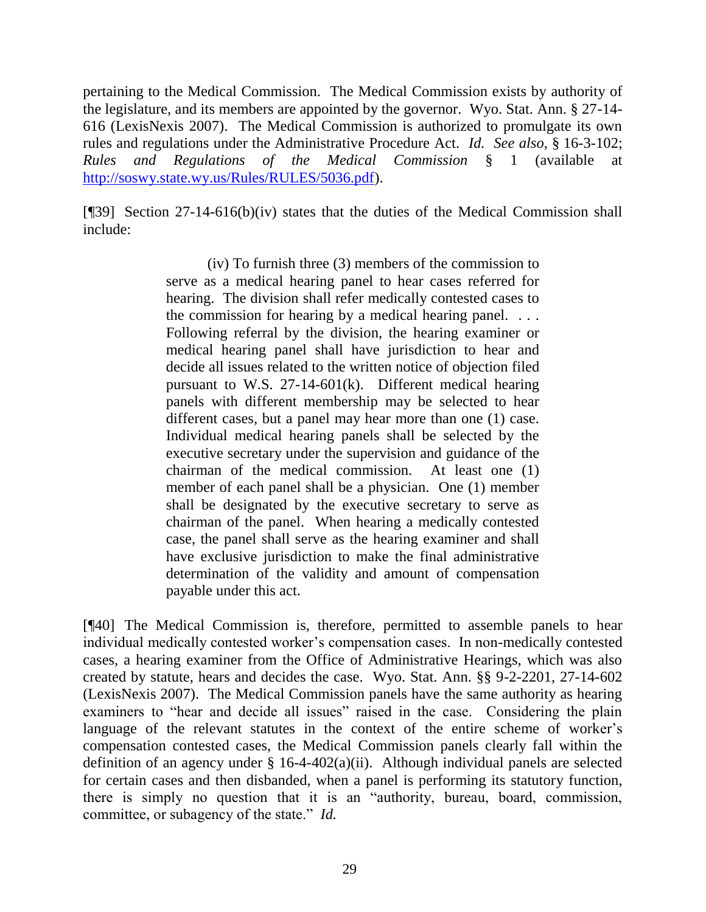pertaining to the Medical Commission. The Medical Commission exists by authority of the legislature, and its members are appointed by the governor. Wyo. Stat. Ann. § 27-14-616 (LexisNexis 2007). The Medical Commission is authorized to promulgate its own rules and regulations under the Administrative Procedure Act. *Id. See also*, § 16-3-102; *Rules and Regulations of the Medical Commission* § 1 (available at http://soswy.state.wy.us/Rules/RULES/5036.pdf).

[¶39] Section 27-14-616(b)(iv) states that the duties of the Medical Commission shall include:

> (iv) To furnish three (3) members of the commission to serve as a medical hearing panel to hear cases referred for hearing. The division shall refer medically contested cases to the commission for hearing by a medical hearing panel. . . . Following referral by the division, the hearing examiner or medical hearing panel shall have jurisdiction to hear and decide all issues related to the written notice of objection filed pursuant to W.S. 27-14-601(k). Different medical hearing panels with different membership may be selected to hear different cases, but a panel may hear more than one (1) case. Individual medical hearing panels shall be selected by the executive secretary under the supervision and guidance of the chairman of the medical commission. At least one (1) member of each panel shall be a physician. One (1) member shall be designated by the executive secretary to serve as chairman of the panel. When hearing a medically contested case, the panel shall serve as the hearing examiner and shall have exclusive jurisdiction to make the final administrative determination of the validity and amount of compensation payable under this act.

[¶40] The Medical Commission is, therefore, permitted to assemble panels to hear individual medically contested worker's compensation cases. In non-medically contested cases, a hearing examiner from the Office of Administrative Hearings, which was also created by statute, hears and decides the case. Wyo. Stat. Ann. §§ 9-2-2201, 27-14-602 (LexisNexis 2007). The Medical Commission panels have the same authority as hearing examiners to "hear and decide all issues" raised in the case. Considering the plain language of the relevant statutes in the context of the entire scheme of worker's compensation contested cases, the Medical Commission panels clearly fall within the definition of an agency under § 16-4-402(a)(ii). Although individual panels are selected for certain cases and then disbanded, when a panel is performing its statutory function, there is simply no question that it is an "authority, bureau, board, commission, committee, or subagency of the state." *Id.*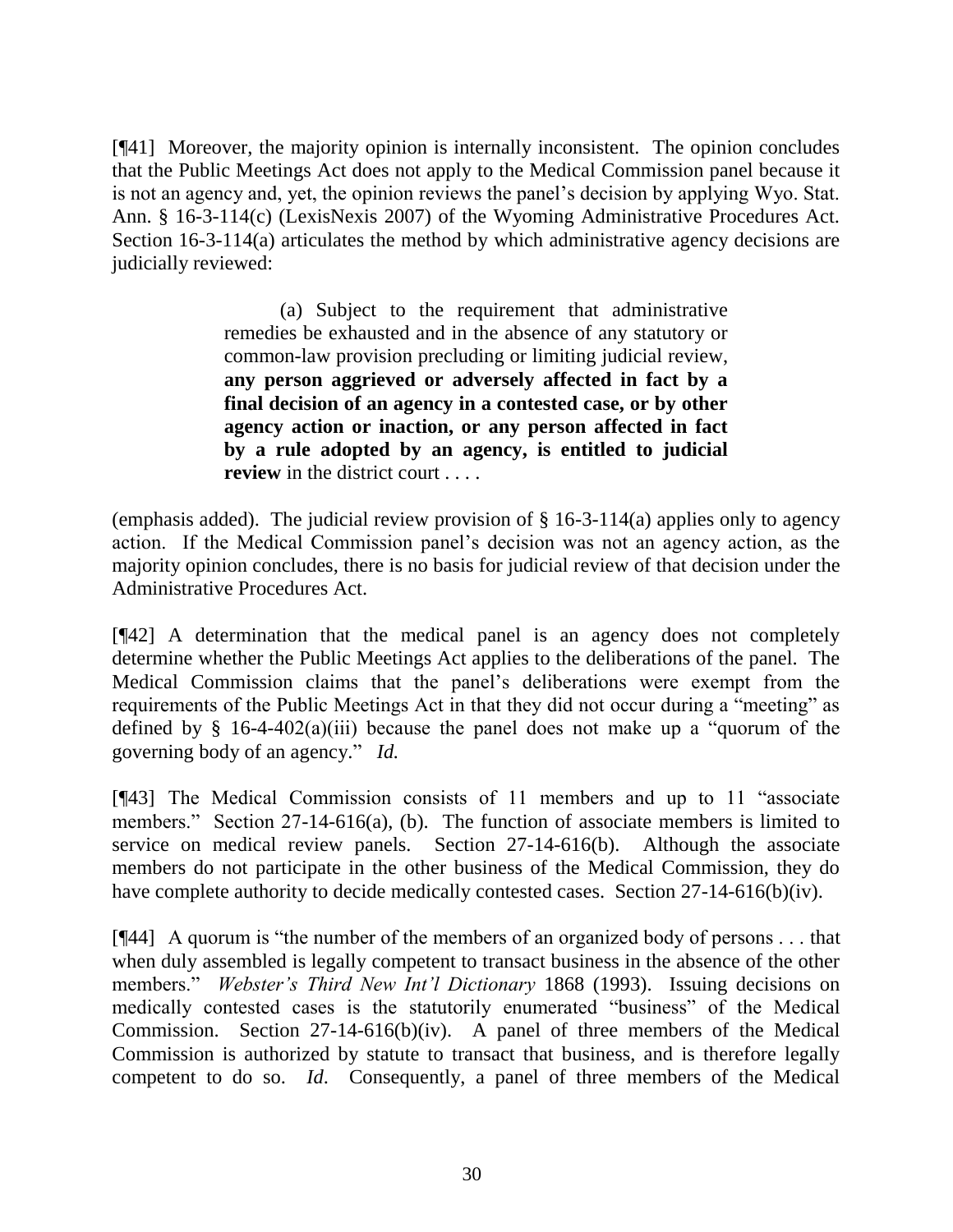[¶41] Moreover, the majority opinion is internally inconsistent. The opinion concludes that the Public Meetings Act does not apply to the Medical Commission panel because it is not an agency and, yet, the opinion reviews the panel's decision by applying Wyo. Stat. Ann. § 16-3-114(c) (LexisNexis 2007) of the Wyoming Administrative Procedures Act. Section 16-3-114(a) articulates the method by which administrative agency decisions are judicially reviewed:

> (a) Subject to the requirement that administrative remedies be exhausted and in the absence of any statutory or common-law provision precluding or limiting judicial review, **any person aggrieved or adversely affected in fact by a final decision of an agency in a contested case, or by other agency action or inaction, or any person affected in fact by a rule adopted by an agency, is entitled to judicial review** in the district court . . . .

(emphasis added). The judicial review provision of § 16-3-114(a) applies only to agency action. If the Medical Commission panel's decision was not an agency action, as the majority opinion concludes, there is no basis for judicial review of that decision under the Administrative Procedures Act.

[¶42] A determination that the medical panel is an agency does not completely determine whether the Public Meetings Act applies to the deliberations of the panel. The Medical Commission claims that the panel's deliberations were exempt from the requirements of the Public Meetings Act in that they did not occur during a "meeting" as defined by § 16-4-402(a)(iii) because the panel does not make up a "quorum of the governing body of an agency." *Id.*

[¶43] The Medical Commission consists of 11 members and up to 11 "associate members." Section 27-14-616(a), (b). The function of associate members is limited to service on medical review panels. Section 27-14-616(b). Although the associate members do not participate in the other business of the Medical Commission, they do have complete authority to decide medically contested cases. Section 27-14-616(b)(iv).

[¶44] A quorum is "the number of the members of an organized body of persons . . . that when duly assembled is legally competent to transact business in the absence of the other members." *Webster's Third New Int'l Dictionary* 1868 (1993). Issuing decisions on medically contested cases is the statutorily enumerated "business" of the Medical Commission. Section 27-14-616(b)(iv). A panel of three members of the Medical Commission is authorized by statute to transact that business, and is therefore legally competent to do so. *Id*. Consequently, a panel of three members of the Medical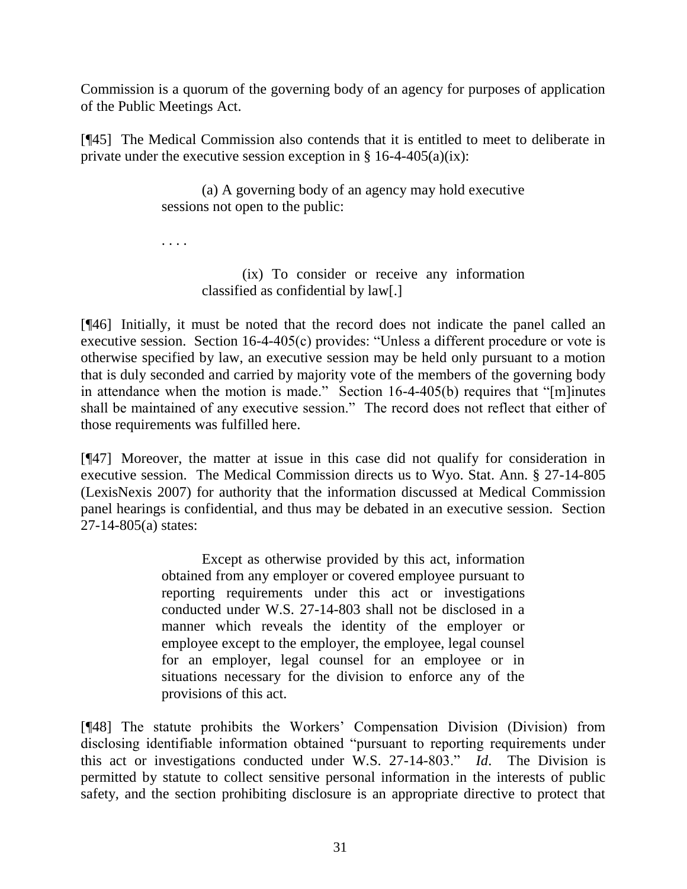Commission is a quorum of the governing body of an agency for purposes of application of the Public Meetings Act.

[¶45] The Medical Commission also contends that it is entitled to meet to deliberate in private under the executive session exception in § 16-4-405(a)(ix):

> (a) A governing body of an agency may hold executive sessions not open to the public:
>
> . . . .
>
> (ix) To consider or receive any information classified as confidential by law[.]

[¶46] Initially, it must be noted that the record does not indicate the panel called an executive session. Section 16-4-405(c) provides: "Unless a different procedure or vote is otherwise specified by law, an executive session may be held only pursuant to a motion that is duly seconded and carried by majority vote of the members of the governing body in attendance when the motion is made." Section 16-4-405(b) requires that "[m]inutes shall be maintained of any executive session." The record does not reflect that either of those requirements was fulfilled here.

[¶47] Moreover, the matter at issue in this case did not qualify for consideration in executive session. The Medical Commission directs us to Wyo. Stat. Ann. § 27-14-805 (LexisNexis 2007) for authority that the information discussed at Medical Commission panel hearings is confidential, and thus may be debated in an executive session. Section 27-14-805(a) states:

> Except as otherwise provided by this act, information obtained from any employer or covered employee pursuant to reporting requirements under this act or investigations conducted under W.S. 27-14-803 shall not be disclosed in a manner which reveals the identity of the employer or employee except to the employer, the employee, legal counsel for an employer, legal counsel for an employee or in situations necessary for the division to enforce any of the provisions of this act.

[¶48] The statute prohibits the Workers' Compensation Division (Division) from disclosing identifiable information obtained "pursuant to reporting requirements under this act or investigations conducted under W.S. 27-14-803." *Id*. The Division is permitted by statute to collect sensitive personal information in the interests of public safety, and the section prohibiting disclosure is an appropriate directive to protect that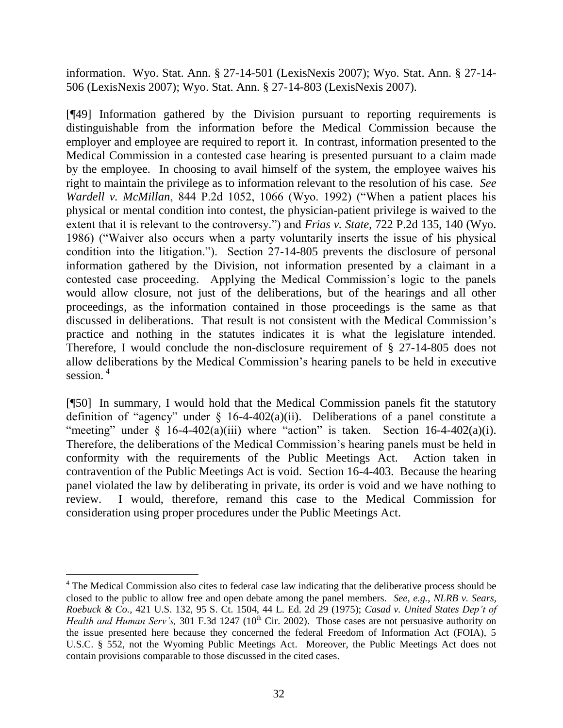information. Wyo. Stat. Ann. § 27-14-501 (LexisNexis 2007); Wyo. Stat. Ann. § 27-14-506 (LexisNexis 2007); Wyo. Stat. Ann. § 27-14-803 (LexisNexis 2007).

[¶49] Information gathered by the Division pursuant to reporting requirements is distinguishable from the information before the Medical Commission because the employer and employee are required to report it. In contrast, information presented to the Medical Commission in a contested case hearing is presented pursuant to a claim made by the employee. In choosing to avail himself of the system, the employee waives his right to maintain the privilege as to information relevant to the resolution of his case. *See Wardell v. McMillan*, 844 P.2d 1052, 1066 (Wyo. 1992) ("When a patient places his physical or mental condition into contest, the physician-patient privilege is waived to the extent that it is relevant to the controversy.") and *Frias v. State*, 722 P.2d 135, 140 (Wyo. 1986) ("Waiver also occurs when a party voluntarily inserts the issue of his physical condition into the litigation."). Section 27-14-805 prevents the disclosure of personal information gathered by the Division, not information presented by a claimant in a contested case proceeding. Applying the Medical Commission's logic to the panels would allow closure, not just of the deliberations, but of the hearings and all other proceedings, as the information contained in those proceedings is the same as that discussed in deliberations. That result is not consistent with the Medical Commission's practice and nothing in the statutes indicates it is what the legislature intended. Therefore, I would conclude the non-disclosure requirement of § 27-14-805 does not allow deliberations by the Medical Commission's hearing panels to be held in executive session.[4]

[¶50] In summary, I would hold that the Medical Commission panels fit the statutory definition of "agency" under § 16-4-402(a)(ii). Deliberations of a panel constitute a "meeting" under § 16-4-402(a)(iii) where "action" is taken. Section 16-4-402(a)(i). Therefore, the deliberations of the Medical Commission's hearing panels must be held in conformity with the requirements of the Public Meetings Act. Action taken in contravention of the Public Meetings Act is void. Section 16-4-403. Because the hearing panel violated the law by deliberating in private, its order is void and we have nothing to review. I would, therefore, remand this case to the Medical Commission for consideration using proper procedures under the Public Meetings Act.

---

[4] The Medical Commission also cites to federal case law indicating that the deliberative process should be closed to the public to allow free and open debate among the panel members. *See, e.g.*, *NLRB v. Sears, Roebuck & Co.,* 421 U.S. 132, 95 S. Ct. 1504, 44 L. Ed. 2d 29 (1975); *Casad v. United States Dep't of Health and Human Serv's,* 301 F.3d 1247 (10th Cir. 2002). Those cases are not persuasive authority on the issue presented here because they concerned the federal Freedom of Information Act (FOIA), 5 U.S.C. § 552, not the Wyoming Public Meetings Act. Moreover, the Public Meetings Act does not contain provisions comparable to those discussed in the cited cases.